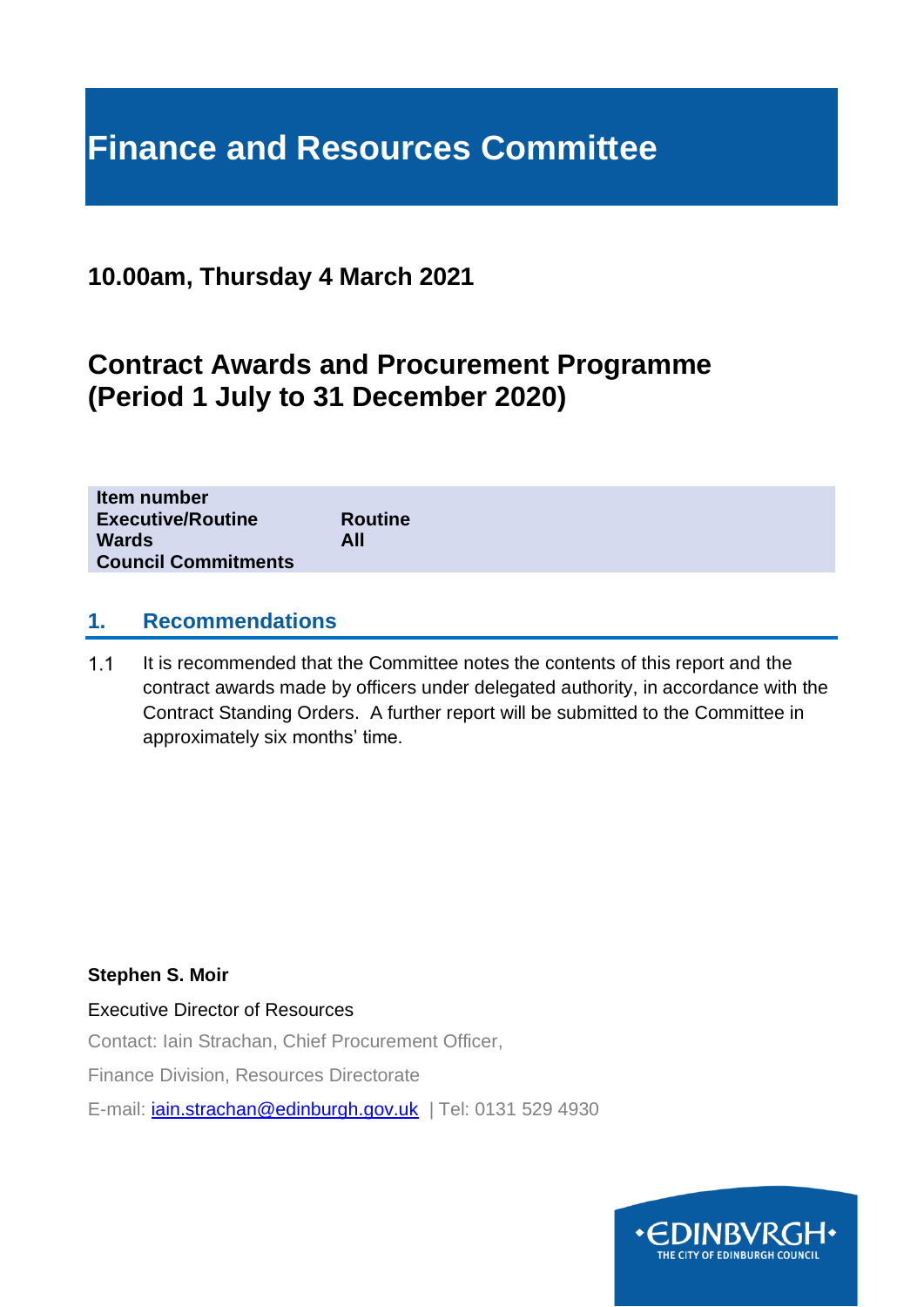# Finance and Resources Committee

## 10.00am, Thursday 4 March 2021

## Contract Awards and Procurement Programme (Period 1 July to 31 December 2020)

| | |
|---|---|
| **Item number** | |
| **Executive/Routine** | **Routine** |
| **Wards** | **All** |
| **Council Commitments** | |

## 1. Recommendations

1.1 It is recommended that the Committee notes the contents of this report and the contract awards made by officers under delegated authority, in accordance with the Contract Standing Orders. A further report will be submitted to the Committee in approximately six months' time.

**Stephen S. Moir**

Executive Director of Resources

Contact: Iain Strachan, Chief Procurement Officer,

Finance Division, Resources Directorate

E-mail: iain.strachan@edinburgh.gov.uk | Tel: 0131 529 4930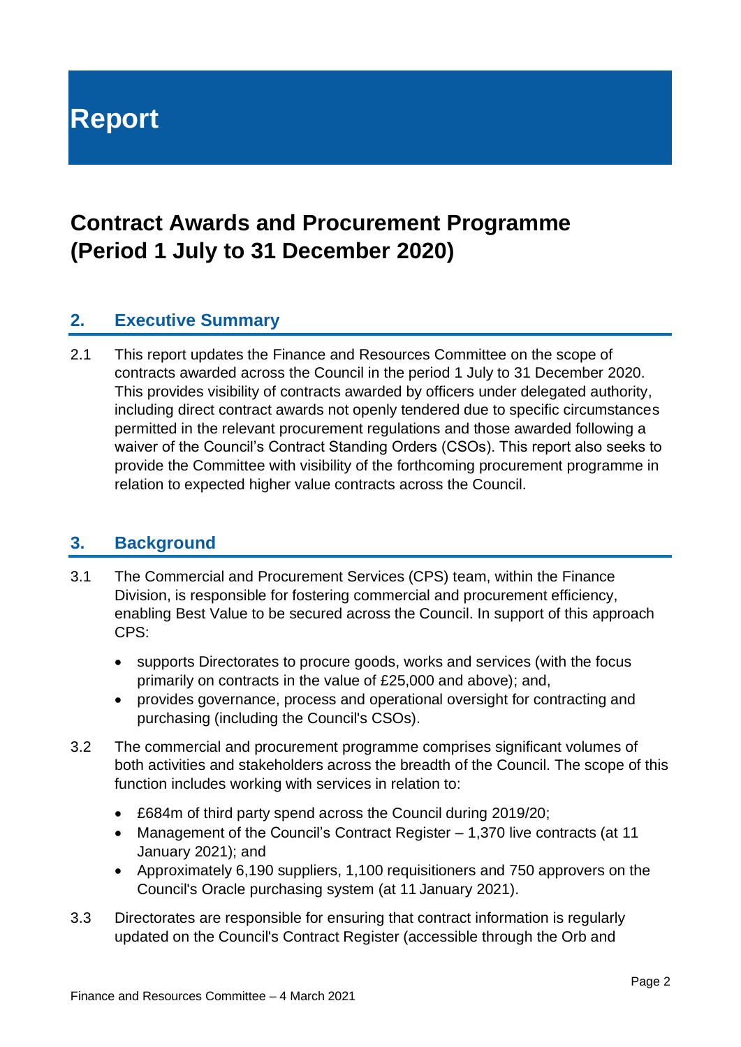# Report

## Contract Awards and Procurement Programme (Period 1 July to 31 December 2020)

### 2. Executive Summary

2.1 This report updates the Finance and Resources Committee on the scope of contracts awarded across the Council in the period 1 July to 31 December 2020. This provides visibility of contracts awarded by officers under delegated authority, including direct contract awards not openly tendered due to specific circumstances permitted in the relevant procurement regulations and those awarded following a waiver of the Council's Contract Standing Orders (CSOs). This report also seeks to provide the Committee with visibility of the forthcoming procurement programme in relation to expected higher value contracts across the Council.

### 3. Background

3.1 The Commercial and Procurement Services (CPS) team, within the Finance Division, is responsible for fostering commercial and procurement efficiency, enabling Best Value to be secured across the Council. In support of this approach CPS:

- supports Directorates to procure goods, works and services (with the focus primarily on contracts in the value of £25,000 and above); and,
- provides governance, process and operational oversight for contracting and purchasing (including the Council's CSOs).

3.2 The commercial and procurement programme comprises significant volumes of both activities and stakeholders across the breadth of the Council. The scope of this function includes working with services in relation to:

- £684m of third party spend across the Council during 2019/20;
- Management of the Council's Contract Register – 1,370 live contracts (at 11 January 2021); and
- Approximately 6,190 suppliers, 1,100 requisitioners and 750 approvers on the Council's Oracle purchasing system (at 11 January 2021).

3.3 Directorates are responsible for ensuring that contract information is regularly updated on the Council's Contract Register (accessible through the Orb and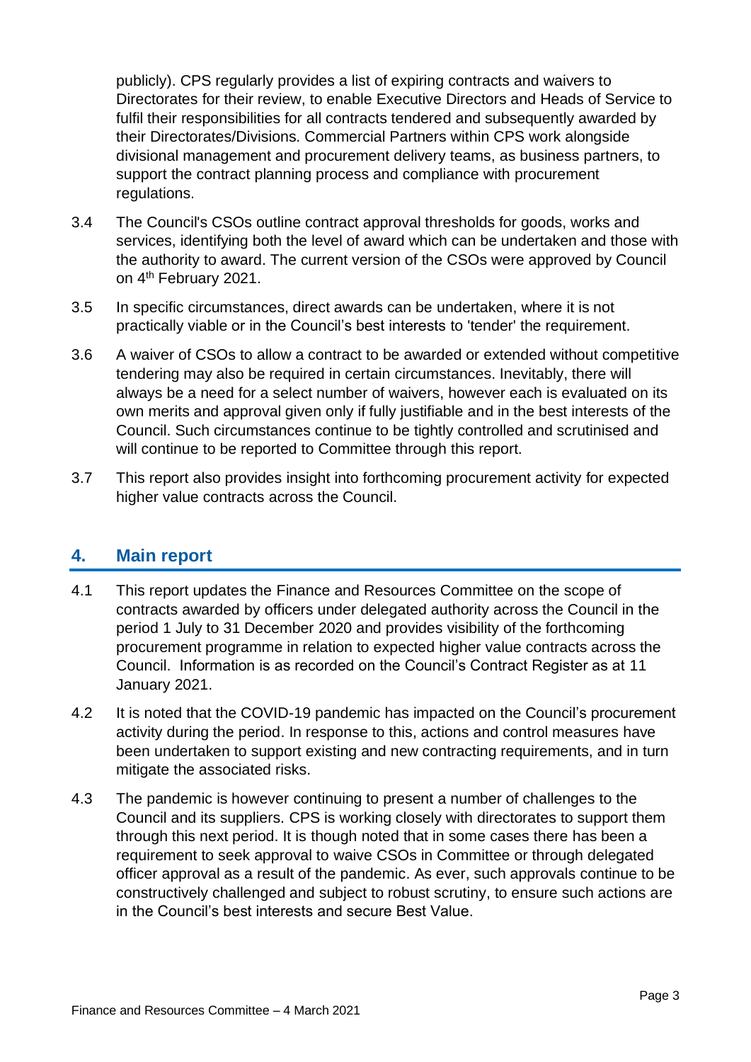publicly). CPS regularly provides a list of expiring contracts and waivers to Directorates for their review, to enable Executive Directors and Heads of Service to fulfil their responsibilities for all contracts tendered and subsequently awarded by their Directorates/Divisions. Commercial Partners within CPS work alongside divisional management and procurement delivery teams, as business partners, to support the contract planning process and compliance with procurement regulations.

3.4 The Council's CSOs outline contract approval thresholds for goods, works and services, identifying both the level of award which can be undertaken and those with the authority to award. The current version of the CSOs were approved by Council on 4th February 2021.

3.5 In specific circumstances, direct awards can be undertaken, where it is not practically viable or in the Council's best interests to 'tender' the requirement.

3.6 A waiver of CSOs to allow a contract to be awarded or extended without competitive tendering may also be required in certain circumstances. Inevitably, there will always be a need for a select number of waivers, however each is evaluated on its own merits and approval given only if fully justifiable and in the best interests of the Council. Such circumstances continue to be tightly controlled and scrutinised and will continue to be reported to Committee through this report.

3.7 This report also provides insight into forthcoming procurement activity for expected higher value contracts across the Council.

## 4. Main report

4.1 This report updates the Finance and Resources Committee on the scope of contracts awarded by officers under delegated authority across the Council in the period 1 July to 31 December 2020 and provides visibility of the forthcoming procurement programme in relation to expected higher value contracts across the Council. Information is as recorded on the Council's Contract Register as at 11 January 2021.

4.2 It is noted that the COVID-19 pandemic has impacted on the Council's procurement activity during the period. In response to this, actions and control measures have been undertaken to support existing and new contracting requirements, and in turn mitigate the associated risks.

4.3 The pandemic is however continuing to present a number of challenges to the Council and its suppliers. CPS is working closely with directorates to support them through this next period. It is though noted that in some cases there has been a requirement to seek approval to waive CSOs in Committee or through delegated officer approval as a result of the pandemic. As ever, such approvals continue to be constructively challenged and subject to robust scrutiny, to ensure such actions are in the Council's best interests and secure Best Value.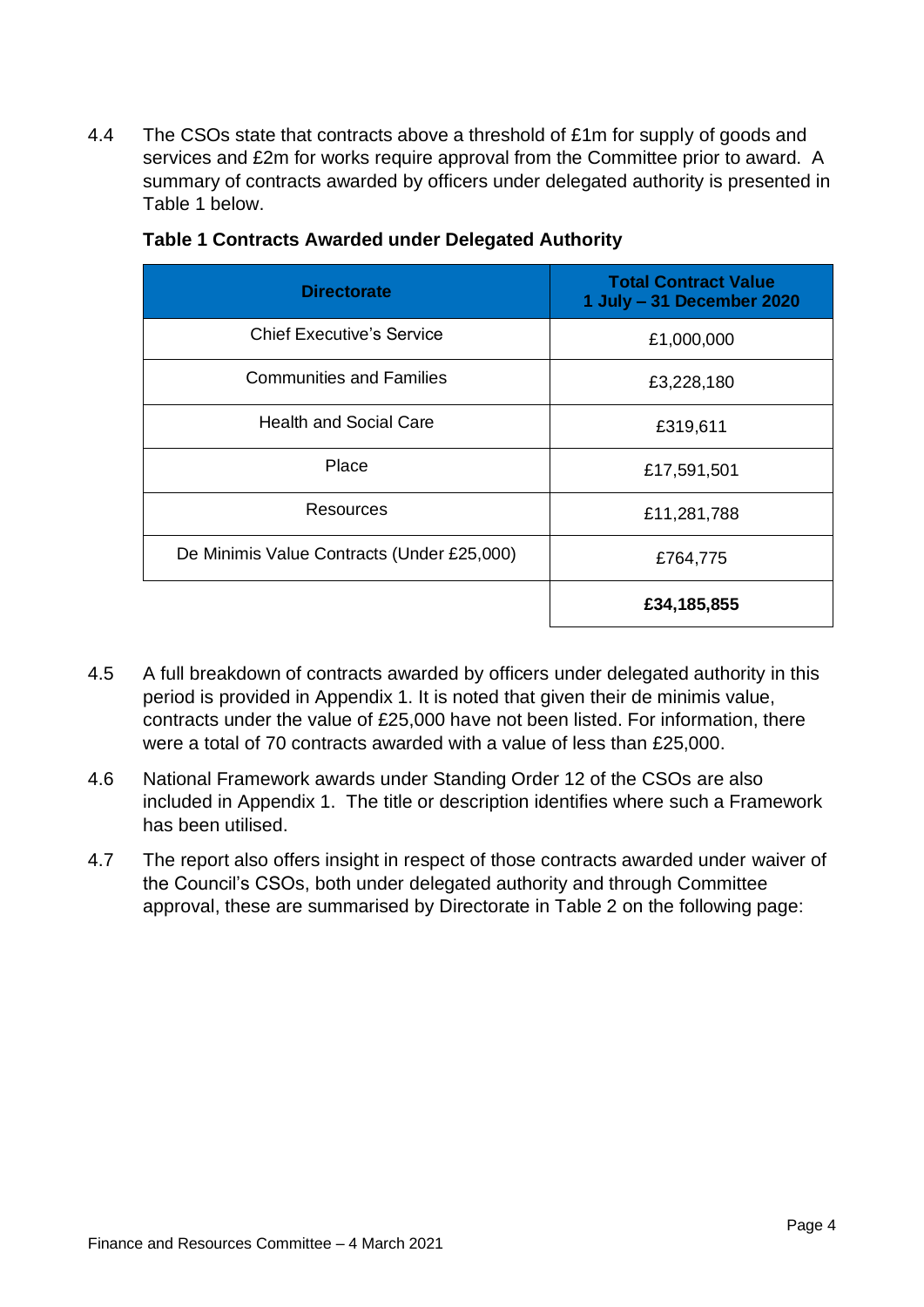4.4 The CSOs state that contracts above a threshold of £1m for supply of goods and services and £2m for works require approval from the Committee prior to award. A summary of contracts awarded by officers under delegated authority is presented in Table 1 below.

**Table 1 Contracts Awarded under Delegated Authority**

| Directorate | Total Contract Value 1 July – 31 December 2020 |
|---|---|
| Chief Executive's Service | £1,000,000 |
| Communities and Families | £3,228,180 |
| Health and Social Care | £319,611 |
| Place | £17,591,501 |
| Resources | £11,281,788 |
| De Minimis Value Contracts (Under £25,000) | £764,775 |
| | **£34,185,855** |

4.5 A full breakdown of contracts awarded by officers under delegated authority in this period is provided in Appendix 1. It is noted that given their de minimis value, contracts under the value of £25,000 have not been listed. For information, there were a total of 70 contracts awarded with a value of less than £25,000.

4.6 National Framework awards under Standing Order 12 of the CSOs are also included in Appendix 1. The title or description identifies where such a Framework has been utilised.

4.7 The report also offers insight in respect of those contracts awarded under waiver of the Council's CSOs, both under delegated authority and through Committee approval, these are summarised by Directorate in Table 2 on the following page: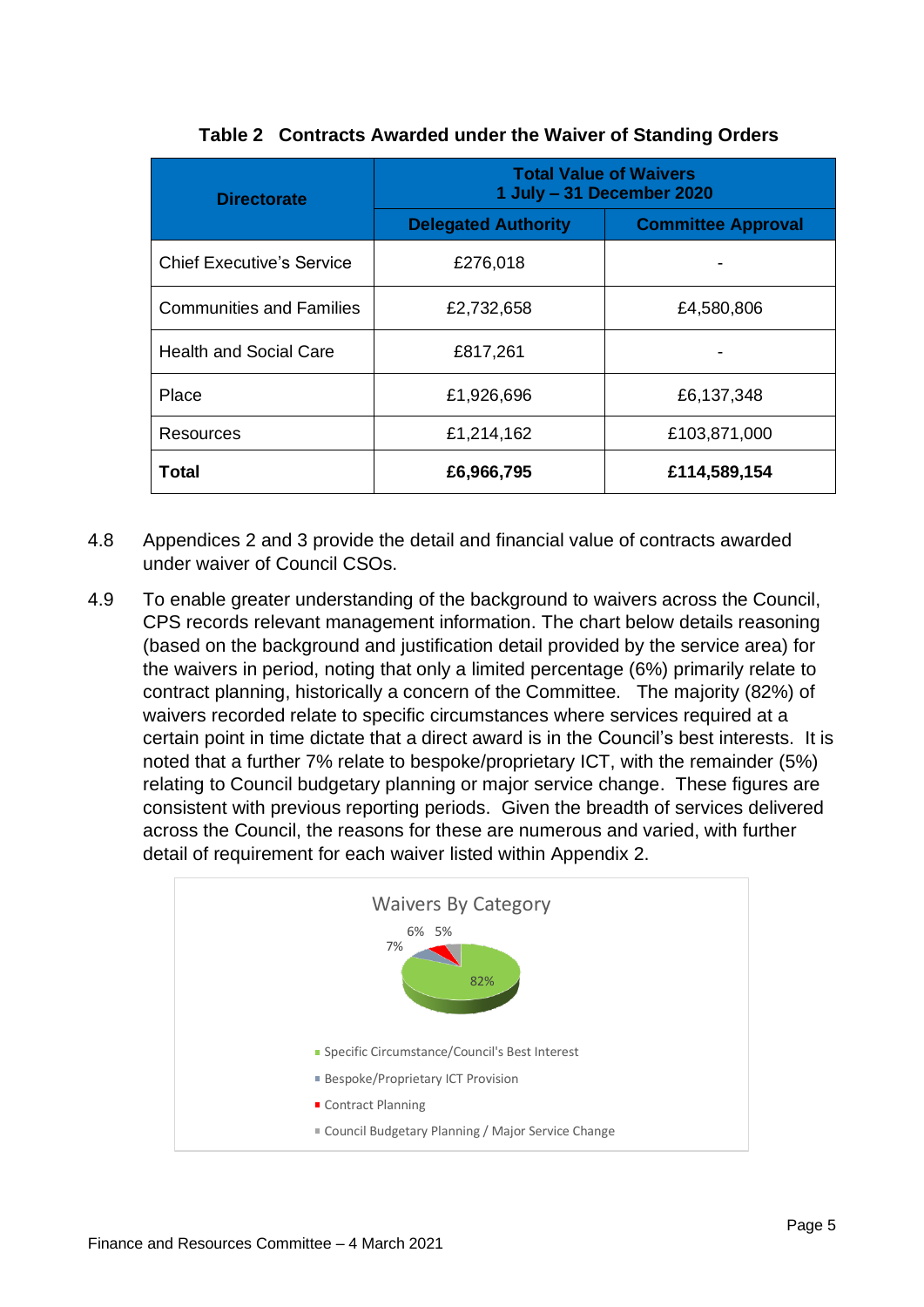**Table 2 Contracts Awarded under the Waiver of Standing Orders**

| Directorate | Total Value of Waivers 1 July – 31 December 2020 | |
|---|---|---|
| | Delegated Authority | Committee Approval |
| Chief Executive's Service | £276,018 | - |
| Communities and Families | £2,732,658 | £4,580,806 |
| Health and Social Care | £817,261 | - |
| Place | £1,926,696 | £6,137,348 |
| Resources | £1,214,162 | £103,871,000 |
| **Total** | **£6,966,795** | **£114,589,154** |

4.8 Appendices 2 and 3 provide the detail and financial value of contracts awarded under waiver of Council CSOs.

4.9 To enable greater understanding of the background to waivers across the Council, CPS records relevant management information. The chart below details reasoning (based on the background and justification detail provided by the service area) for the waivers in period, noting that only a limited percentage (6%) primarily relate to contract planning, historically a concern of the Committee. The majority (82%) of waivers recorded relate to specific circumstances where services required at a certain point in time dictate that a direct award is in the Council's best interests. It is noted that a further 7% relate to bespoke/proprietary ICT, with the remainder (5%) relating to Council budgetary planning or major service change. These figures are consistent with previous reporting periods. Given the breadth of services delivered across the Council, the reasons for these are numerous and varied, with further detail of requirement for each waiver listed within Appendix 2.

Waivers By Category

- Specific Circumstance/Council's Best Interest: 82%
- Bespoke/Proprietary ICT Provision: 7%
- Contract Planning: 6%
- Council Budgetary Planning / Major Service Change: 5%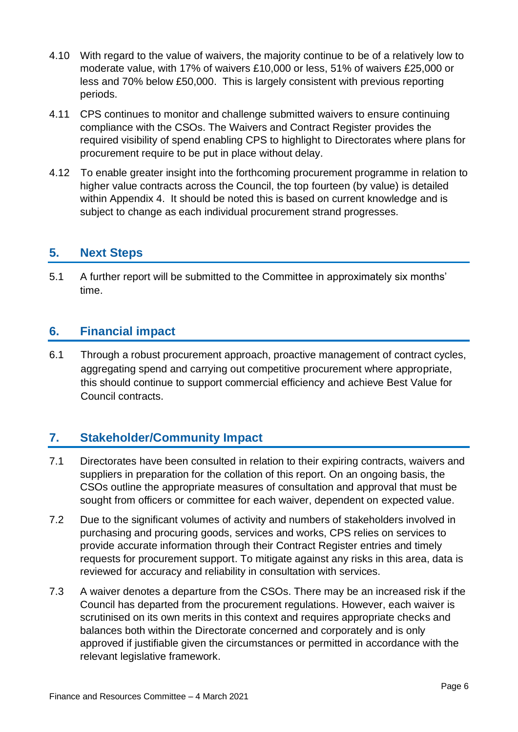4.10 With regard to the value of waivers, the majority continue to be of a relatively low to moderate value, with 17% of waivers £10,000 or less, 51% of waivers £25,000 or less and 70% below £50,000. This is largely consistent with previous reporting periods.

4.11 CPS continues to monitor and challenge submitted waivers to ensure continuing compliance with the CSOs. The Waivers and Contract Register provides the required visibility of spend enabling CPS to highlight to Directorates where plans for procurement require to be put in place without delay.

4.12 To enable greater insight into the forthcoming procurement programme in relation to higher value contracts across the Council, the top fourteen (by value) is detailed within Appendix 4. It should be noted this is based on current knowledge and is subject to change as each individual procurement strand progresses.

## 5. Next Steps

5.1 A further report will be submitted to the Committee in approximately six months' time.

## 6. Financial impact

6.1 Through a robust procurement approach, proactive management of contract cycles, aggregating spend and carrying out competitive procurement where appropriate, this should continue to support commercial efficiency and achieve Best Value for Council contracts.

## 7. Stakeholder/Community Impact

7.1 Directorates have been consulted in relation to their expiring contracts, waivers and suppliers in preparation for the collation of this report. On an ongoing basis, the CSOs outline the appropriate measures of consultation and approval that must be sought from officers or committee for each waiver, dependent on expected value.

7.2 Due to the significant volumes of activity and numbers of stakeholders involved in purchasing and procuring goods, services and works, CPS relies on services to provide accurate information through their Contract Register entries and timely requests for procurement support. To mitigate against any risks in this area, data is reviewed for accuracy and reliability in consultation with services.

7.3 A waiver denotes a departure from the CSOs. There may be an increased risk if the Council has departed from the procurement regulations. However, each waiver is scrutinised on its own merits in this context and requires appropriate checks and balances both within the Directorate concerned and corporately and is only approved if justifiable given the circumstances or permitted in accordance with the relevant legislative framework.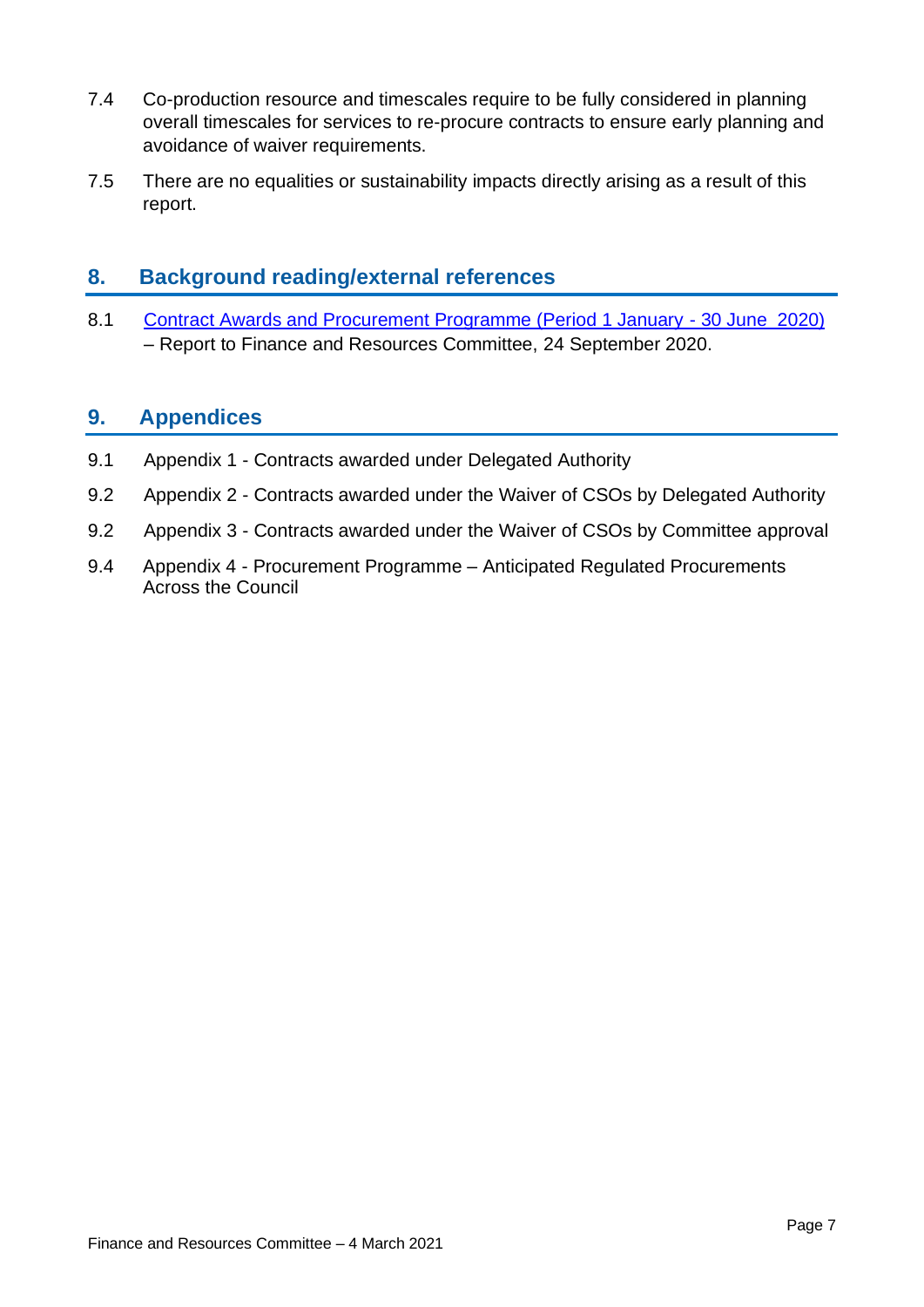7.4 Co-production resource and timescales require to be fully considered in planning overall timescales for services to re-procure contracts to ensure early planning and avoidance of waiver requirements.

7.5 There are no equalities or sustainability impacts directly arising as a result of this report.

## 8. Background reading/external references

8.1 Contract Awards and Procurement Programme (Period 1 January - 30 June 2020) – Report to Finance and Resources Committee, 24 September 2020.

## 9. Appendices

9.1 Appendix 1 - Contracts awarded under Delegated Authority

9.2 Appendix 2 - Contracts awarded under the Waiver of CSOs by Delegated Authority

9.2 Appendix 3 - Contracts awarded under the Waiver of CSOs by Committee approval

9.4 Appendix 4 - Procurement Programme – Anticipated Regulated Procurements Across the Council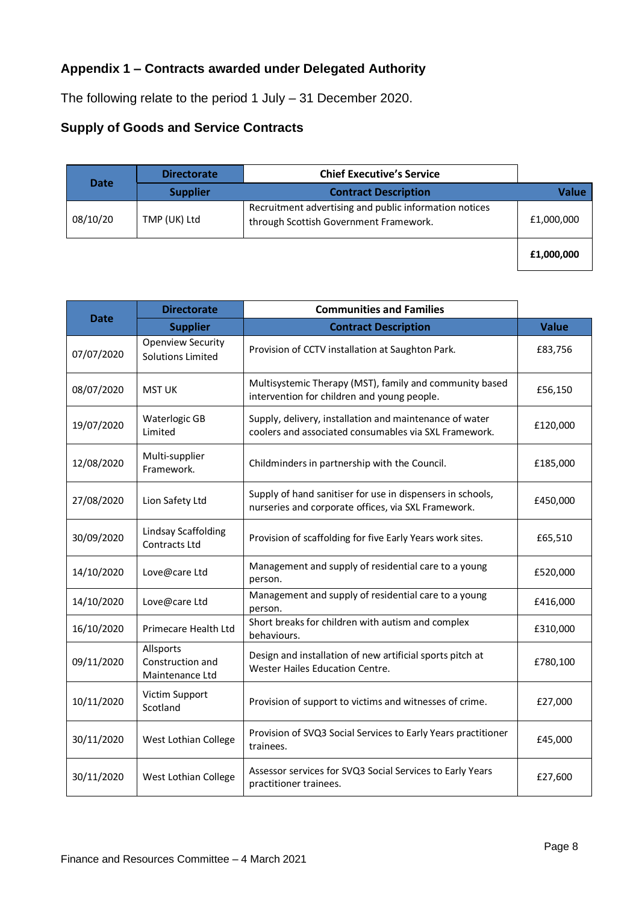### Appendix 1 – Contracts awarded under Delegated Authority

The following relate to the period 1 July – 31 December 2020.

### Supply of Goods and Service Contracts

| Date | Directorate | Chief Executive's Service | |
|---|---|---|---|
| | **Supplier** | **Contract Description** | **Value** |
| 08/10/20 | TMP (UK) Ltd | Recruitment advertising and public information notices through Scottish Government Framework. | £1,000,000 |
| | | | **£1,000,000** |

| Date | Directorate | Communities and Families | |
|---|---|---|---|
| | **Supplier** | **Contract Description** | **Value** |
| 07/07/2020 | Openview Security Solutions Limited | Provision of CCTV installation at Saughton Park. | £83,756 |
| 08/07/2020 | MST UK | Multisystemic Therapy (MST), family and community based intervention for children and young people. | £56,150 |
| 19/07/2020 | Waterlogic GB Limited | Supply, delivery, installation and maintenance of water coolers and associated consumables via SXL Framework. | £120,000 |
| 12/08/2020 | Multi-supplier Framework. | Childminders in partnership with the Council. | £185,000 |
| 27/08/2020 | Lion Safety Ltd | Supply of hand sanitiser for use in dispensers in schools, nurseries and corporate offices, via SXL Framework. | £450,000 |
| 30/09/2020 | Lindsay Scaffolding Contracts Ltd | Provision of scaffolding for five Early Years work sites. | £65,510 |
| 14/10/2020 | Love@care Ltd | Management and supply of residential care to a young person. | £520,000 |
| 14/10/2020 | Love@care Ltd | Management and supply of residential care to a young person. | £416,000 |
| 16/10/2020 | Primecare Health Ltd | Short breaks for children with autism and complex behaviours. | £310,000 |
| 09/11/2020 | Allsports Construction and Maintenance Ltd | Design and installation of new artificial sports pitch at Wester Hailes Education Centre. | £780,100 |
| 10/11/2020 | Victim Support Scotland | Provision of support to victims and witnesses of crime. | £27,000 |
| 30/11/2020 | West Lothian College | Provision of SVQ3 Social Services to Early Years practitioner trainees. | £45,000 |
| 30/11/2020 | West Lothian College | Assessor services for SVQ3 Social Services to Early Years practitioner trainees. | £27,600 |

Finance and Resources Committee – 4 March 2021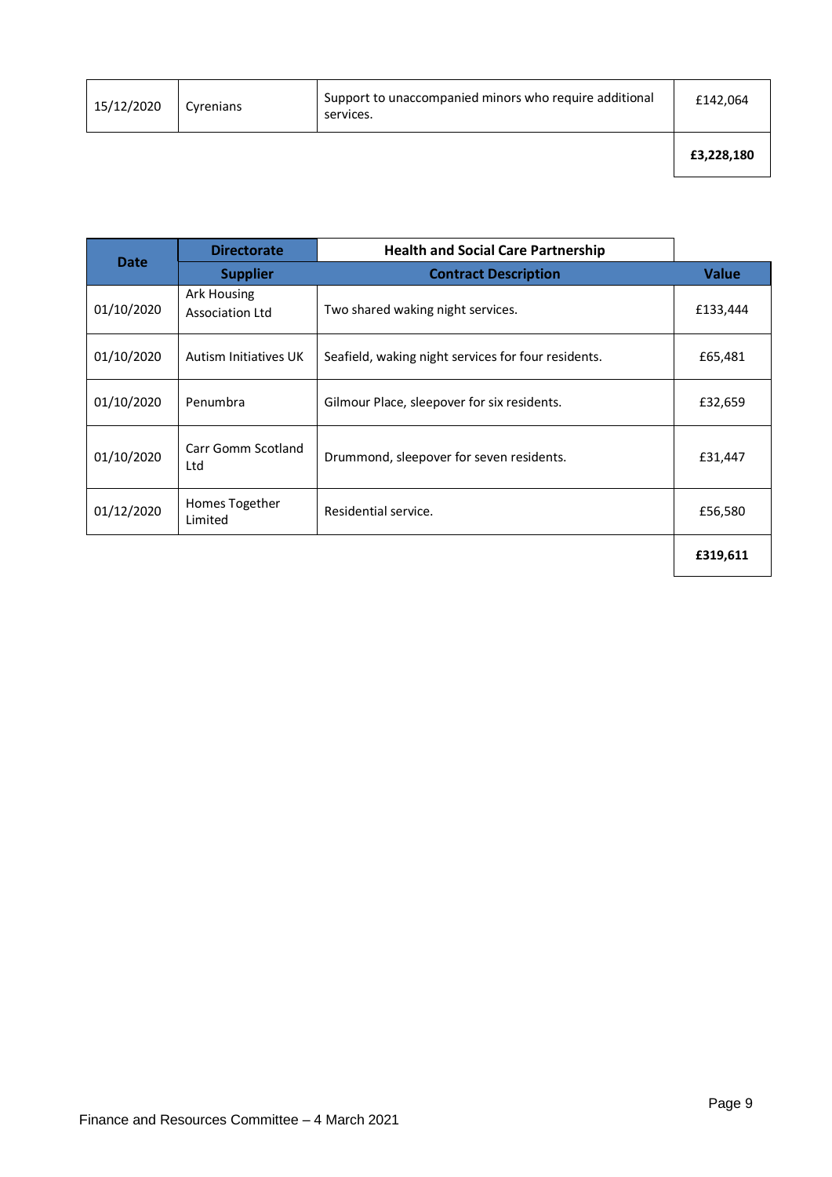| | | | |
|---|---|---|---|
| 15/12/2020 | Cyrenians | Support to unaccompanied minors who require additional services. | £142,064 |
| | | | **£3,228,180** |

| Date | Directorate | Health and Social Care Partnership | |
|---|---|---|---|
| | **Supplier** | **Contract Description** | **Value** |
| 01/10/2020 | Ark Housing Association Ltd | Two shared waking night services. | £133,444 |
| 01/10/2020 | Autism Initiatives UK | Seafield, waking night services for four residents. | £65,481 |
| 01/10/2020 | Penumbra | Gilmour Place, sleepover for six residents. | £32,659 |
| 01/10/2020 | Carr Gomm Scotland Ltd | Drummond, sleepover for seven residents. | £31,447 |
| 01/12/2020 | Homes Together Limited | Residential service. | £56,580 |
| | | | **£319,611** |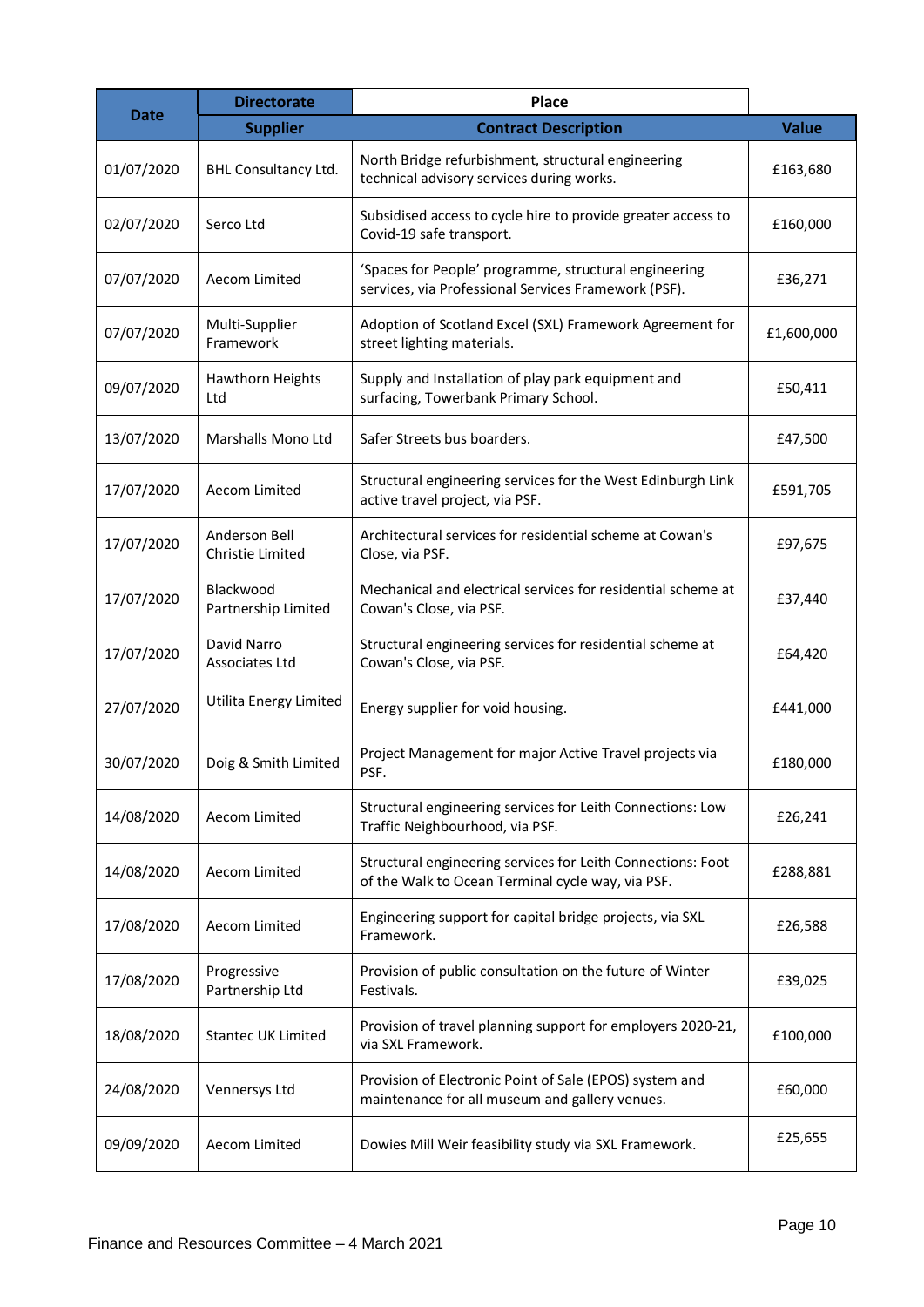| Date | Directorate | Place | |
|---|---|---|---|
| | **Supplier** | **Contract Description** | **Value** |
| 01/07/2020 | BHL Consultancy Ltd. | North Bridge refurbishment, structural engineering technical advisory services during works. | £163,680 |
| 02/07/2020 | Serco Ltd | Subsidised access to cycle hire to provide greater access to Covid-19 safe transport. | £160,000 |
| 07/07/2020 | Aecom Limited | 'Spaces for People' programme, structural engineering services, via Professional Services Framework (PSF). | £36,271 |
| 07/07/2020 | Multi-Supplier Framework | Adoption of Scotland Excel (SXL) Framework Agreement for street lighting materials. | £1,600,000 |
| 09/07/2020 | Hawthorn Heights Ltd | Supply and Installation of play park equipment and surfacing, Towerbank Primary School. | £50,411 |
| 13/07/2020 | Marshalls Mono Ltd | Safer Streets bus boarders. | £47,500 |
| 17/07/2020 | Aecom Limited | Structural engineering services for the West Edinburgh Link active travel project, via PSF. | £591,705 |
| 17/07/2020 | Anderson Bell Christie Limited | Architectural services for residential scheme at Cowan's Close, via PSF. | £97,675 |
| 17/07/2020 | Blackwood Partnership Limited | Mechanical and electrical services for residential scheme at Cowan's Close, via PSF. | £37,440 |
| 17/07/2020 | David Narro Associates Ltd | Structural engineering services for residential scheme at Cowan's Close, via PSF. | £64,420 |
| 27/07/2020 | Utilita Energy Limited | Energy supplier for void housing. | £441,000 |
| 30/07/2020 | Doig & Smith Limited | Project Management for major Active Travel projects via PSF. | £180,000 |
| 14/08/2020 | Aecom Limited | Structural engineering services for Leith Connections: Low Traffic Neighbourhood, via PSF. | £26,241 |
| 14/08/2020 | Aecom Limited | Structural engineering services for Leith Connections: Foot of the Walk to Ocean Terminal cycle way, via PSF. | £288,881 |
| 17/08/2020 | Aecom Limited | Engineering support for capital bridge projects, via SXL Framework. | £26,588 |
| 17/08/2020 | Progressive Partnership Ltd | Provision of public consultation on the future of Winter Festivals. | £39,025 |
| 18/08/2020 | Stantec UK Limited | Provision of travel planning support for employers 2020-21, via SXL Framework. | £100,000 |
| 24/08/2020 | Vennersys Ltd | Provision of Electronic Point of Sale (EPOS) system and maintenance for all museum and gallery venues. | £60,000 |
| 09/09/2020 | Aecom Limited | Dowies Mill Weir feasibility study via SXL Framework. | £25,655 |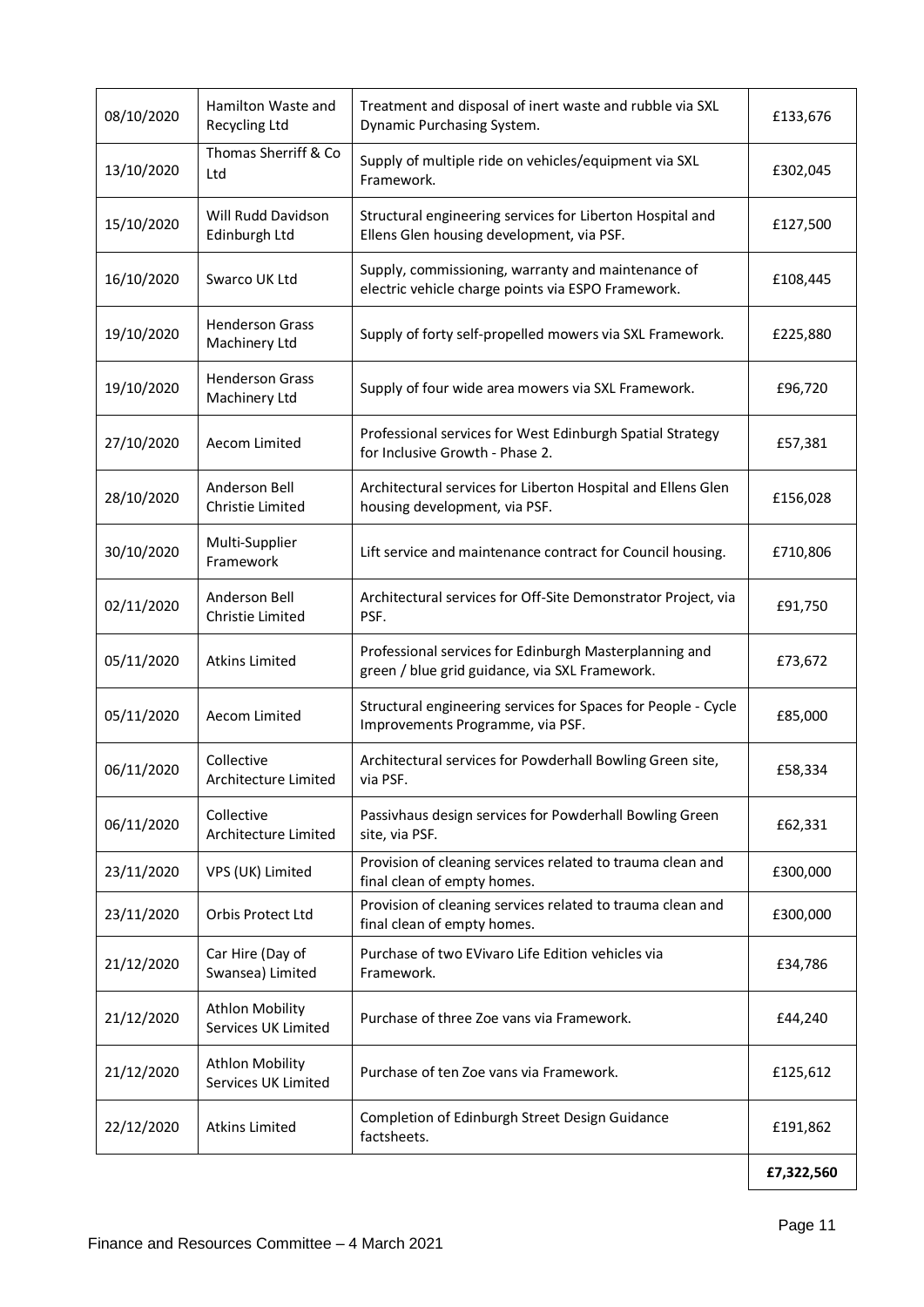| | | | |
|---|---|---|---|
| 08/10/2020 | Hamilton Waste and Recycling Ltd | Treatment and disposal of inert waste and rubble via SXL Dynamic Purchasing System. | £133,676 |
| 13/10/2020 | Thomas Sherriff & Co Ltd | Supply of multiple ride on vehicles/equipment via SXL Framework. | £302,045 |
| 15/10/2020 | Will Rudd Davidson Edinburgh Ltd | Structural engineering services for Liberton Hospital and Ellens Glen housing development, via PSF. | £127,500 |
| 16/10/2020 | Swarco UK Ltd | Supply, commissioning, warranty and maintenance of electric vehicle charge points via ESPO Framework. | £108,445 |
| 19/10/2020 | Henderson Grass Machinery Ltd | Supply of forty self-propelled mowers via SXL Framework. | £225,880 |
| 19/10/2020 | Henderson Grass Machinery Ltd | Supply of four wide area mowers via SXL Framework. | £96,720 |
| 27/10/2020 | Aecom Limited | Professional services for West Edinburgh Spatial Strategy for Inclusive Growth - Phase 2. | £57,381 |
| 28/10/2020 | Anderson Bell Christie Limited | Architectural services for Liberton Hospital and Ellens Glen housing development, via PSF. | £156,028 |
| 30/10/2020 | Multi-Supplier Framework | Lift service and maintenance contract for Council housing. | £710,806 |
| 02/11/2020 | Anderson Bell Christie Limited | Architectural services for Off-Site Demonstrator Project, via PSF. | £91,750 |
| 05/11/2020 | Atkins Limited | Professional services for Edinburgh Masterplanning and green / blue grid guidance, via SXL Framework. | £73,672 |
| 05/11/2020 | Aecom Limited | Structural engineering services for Spaces for People - Cycle Improvements Programme, via PSF. | £85,000 |
| 06/11/2020 | Collective Architecture Limited | Architectural services for Powderhall Bowling Green site, via PSF. | £58,334 |
| 06/11/2020 | Collective Architecture Limited | Passivhaus design services for Powderhall Bowling Green site, via PSF. | £62,331 |
| 23/11/2020 | VPS (UK) Limited | Provision of cleaning services related to trauma clean and final clean of empty homes. | £300,000 |
| 23/11/2020 | Orbis Protect Ltd | Provision of cleaning services related to trauma clean and final clean of empty homes. | £300,000 |
| 21/12/2020 | Car Hire (Day of Swansea) Limited | Purchase of two EVivaro Life Edition vehicles via Framework. | £34,786 |
| 21/12/2020 | Athlon Mobility Services UK Limited | Purchase of three Zoe vans via Framework. | £44,240 |
| 21/12/2020 | Athlon Mobility Services UK Limited | Purchase of ten Zoe vans via Framework. | £125,612 |
| 22/12/2020 | Atkins Limited | Completion of Edinburgh Street Design Guidance factsheets. | £191,862 |
| | | | **£7,322,560** |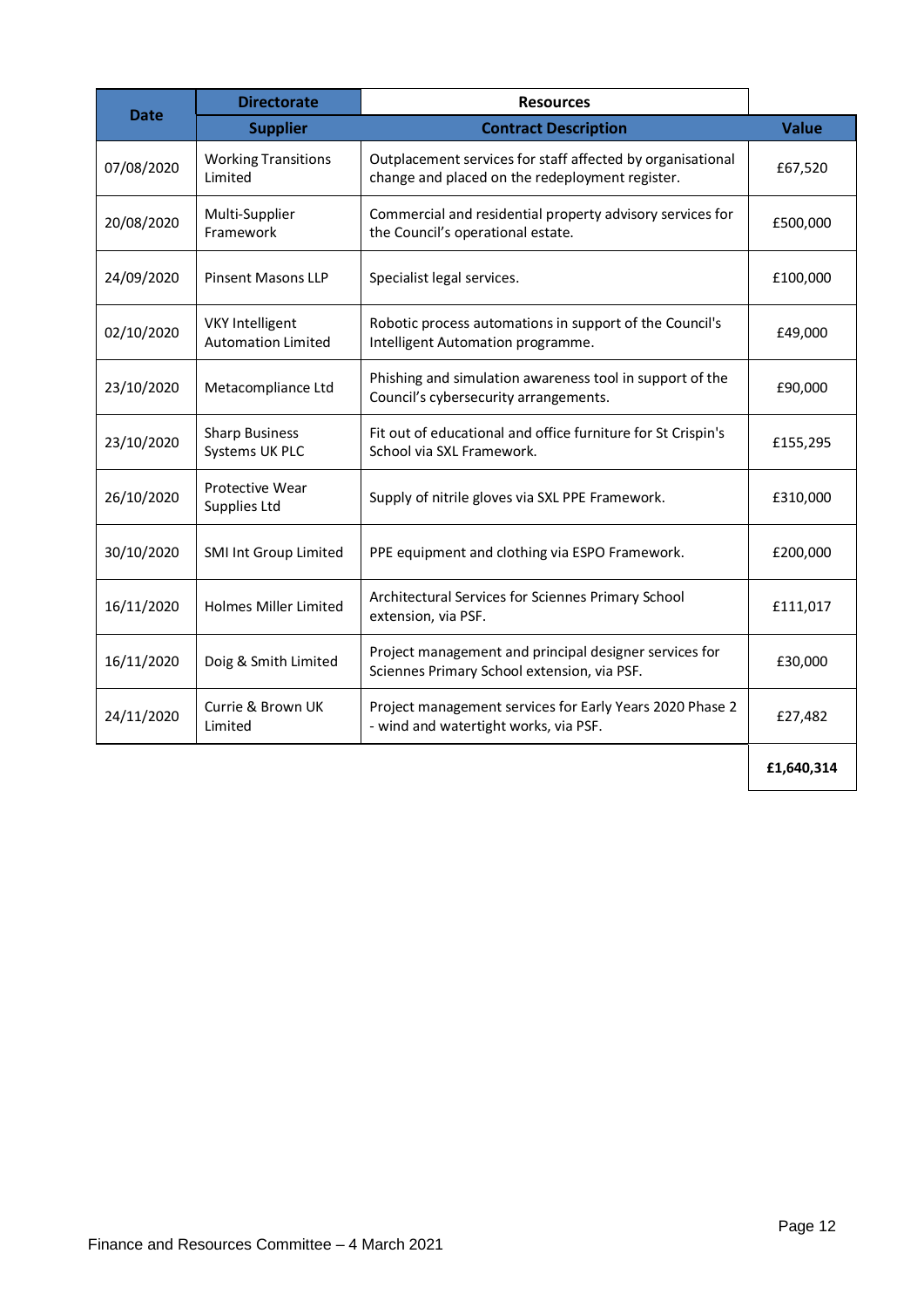| Date | Directorate | Resources | |
|---|---|---|---|
| | **Supplier** | **Contract Description** | **Value** |
| 07/08/2020 | Working Transitions Limited | Outplacement services for staff affected by organisational change and placed on the redeployment register. | £67,520 |
| 20/08/2020 | Multi-Supplier Framework | Commercial and residential property advisory services for the Council's operational estate. | £500,000 |
| 24/09/2020 | Pinsent Masons LLP | Specialist legal services. | £100,000 |
| 02/10/2020 | VKY Intelligent Automation Limited | Robotic process automations in support of the Council's Intelligent Automation programme. | £49,000 |
| 23/10/2020 | Metacompliance Ltd | Phishing and simulation awareness tool in support of the Council's cybersecurity arrangements. | £90,000 |
| 23/10/2020 | Sharp Business Systems UK PLC | Fit out of educational and office furniture for St Crispin's School via SXL Framework. | £155,295 |
| 26/10/2020 | Protective Wear Supplies Ltd | Supply of nitrile gloves via SXL PPE Framework. | £310,000 |
| 30/10/2020 | SMI Int Group Limited | PPE equipment and clothing via ESPO Framework. | £200,000 |
| 16/11/2020 | Holmes Miller Limited | Architectural Services for Sciennes Primary School extension, via PSF. | £111,017 |
| 16/11/2020 | Doig & Smith Limited | Project management and principal designer services for Sciennes Primary School extension, via PSF. | £30,000 |
| 24/11/2020 | Currie & Brown UK Limited | Project management services for Early Years 2020 Phase 2 - wind and watertight works, via PSF. | £27,482 |
| | | | **£1,640,314** |

Finance and Resources Committee – 4 March 2021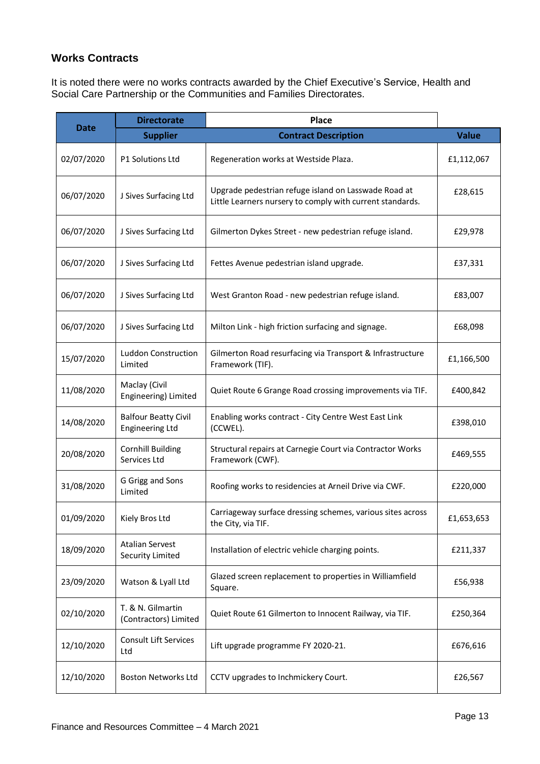## Works Contracts

It is noted there were no works contracts awarded by the Chief Executive's Service, Health and Social Care Partnership or the Communities and Families Directorates.

| Date | Directorate | Place | |
|---|---|---|---|
| | **Supplier** | **Contract Description** | **Value** |
| 02/07/2020 | P1 Solutions Ltd | Regeneration works at Westside Plaza. | £1,112,067 |
| 06/07/2020 | J Sives Surfacing Ltd | Upgrade pedestrian refuge island on Lasswade Road at Little Learners nursery to comply with current standards. | £28,615 |
| 06/07/2020 | J Sives Surfacing Ltd | Gilmerton Dykes Street - new pedestrian refuge island. | £29,978 |
| 06/07/2020 | J Sives Surfacing Ltd | Fettes Avenue pedestrian island upgrade. | £37,331 |
| 06/07/2020 | J Sives Surfacing Ltd | West Granton Road - new pedestrian refuge island. | £83,007 |
| 06/07/2020 | J Sives Surfacing Ltd | Milton Link - high friction surfacing and signage. | £68,098 |
| 15/07/2020 | Luddon Construction Limited | Gilmerton Road resurfacing via Transport & Infrastructure Framework (TIF). | £1,166,500 |
| 11/08/2020 | Maclay (Civil Engineering) Limited | Quiet Route 6 Grange Road crossing improvements via TIF. | £400,842 |
| 14/08/2020 | Balfour Beatty Civil Engineering Ltd | Enabling works contract - City Centre West East Link (CCWEL). | £398,010 |
| 20/08/2020 | Cornhill Building Services Ltd | Structural repairs at Carnegie Court via Contractor Works Framework (CWF). | £469,555 |
| 31/08/2020 | G Grigg and Sons Limited | Roofing works to residencies at Arneil Drive via CWF. | £220,000 |
| 01/09/2020 | Kiely Bros Ltd | Carriageway surface dressing schemes, various sites across the City, via TIF. | £1,653,653 |
| 18/09/2020 | Atalian Servest Security Limited | Installation of electric vehicle charging points. | £211,337 |
| 23/09/2020 | Watson & Lyall Ltd | Glazed screen replacement to properties in Williamfield Square. | £56,938 |
| 02/10/2020 | T. & N. Gilmartin (Contractors) Limited | Quiet Route 61 Gilmerton to Innocent Railway, via TIF. | £250,364 |
| 12/10/2020 | Consult Lift Services Ltd | Lift upgrade programme FY 2020-21. | £676,616 |
| 12/10/2020 | Boston Networks Ltd | CCTV upgrades to Inchmickery Court. | £26,567 |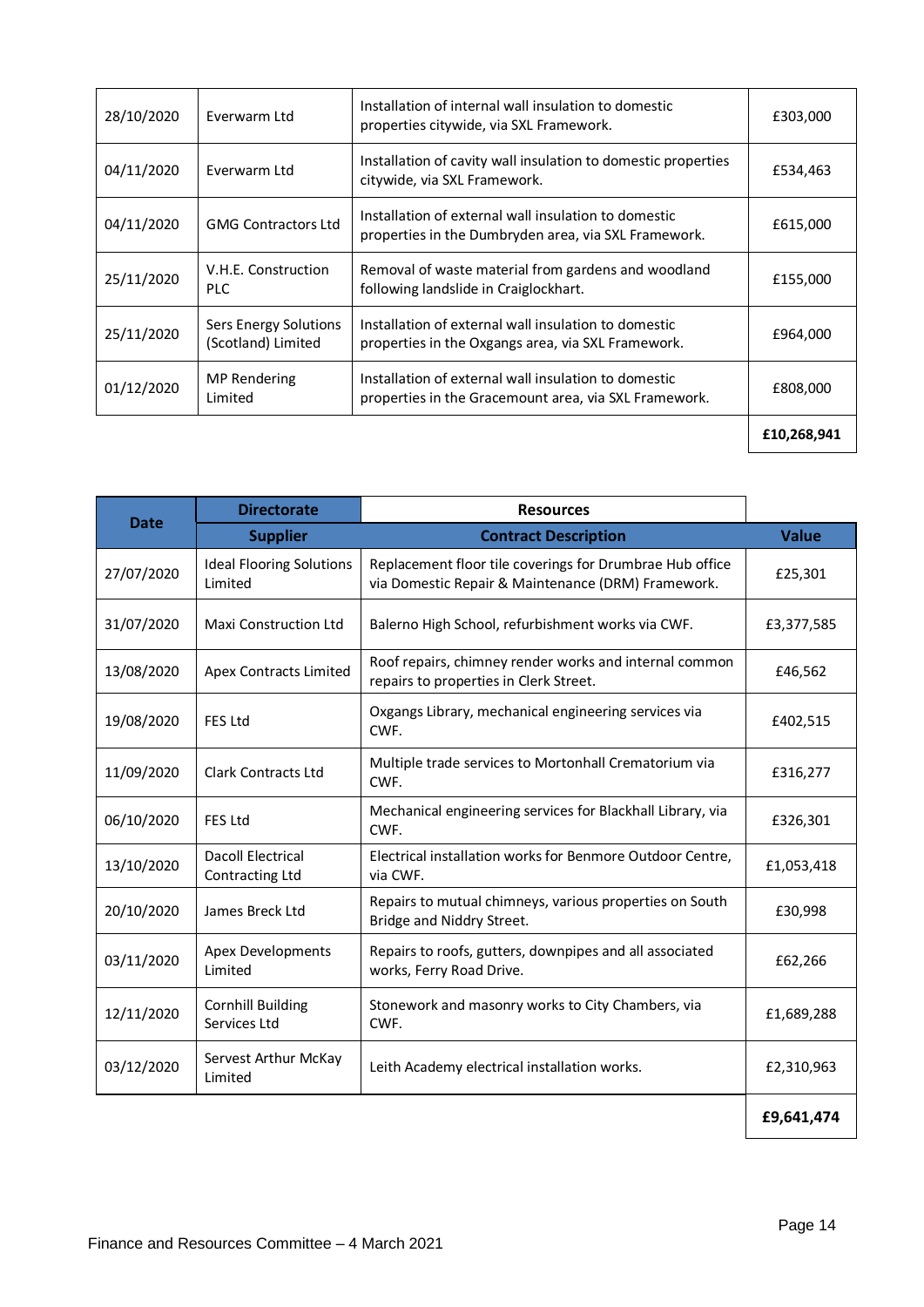| | | | |
|---|---|---|---|
| 28/10/2020 | Everwarm Ltd | Installation of internal wall insulation to domestic properties citywide, via SXL Framework. | £303,000 |
| 04/11/2020 | Everwarm Ltd | Installation of cavity wall insulation to domestic properties citywide, via SXL Framework. | £534,463 |
| 04/11/2020 | GMG Contractors Ltd | Installation of external wall insulation to domestic properties in the Dumbryden area, via SXL Framework. | £615,000 |
| 25/11/2020 | V.H.E. Construction PLC | Removal of waste material from gardens and woodland following landslide in Craiglockhart. | £155,000 |
| 25/11/2020 | Sers Energy Solutions (Scotland) Limited | Installation of external wall insulation to domestic properties in the Oxgangs area, via SXL Framework. | £964,000 |
| 01/12/2020 | MP Rendering Limited | Installation of external wall insulation to domestic properties in the Gracemount area, via SXL Framework. | £808,000 |
| | | | **£10,268,941** |

| Date | Directorate | Resources | |
|---|---|---|---|
| | **Supplier** | **Contract Description** | **Value** |
| 27/07/2020 | Ideal Flooring Solutions Limited | Replacement floor tile coverings for Drumbrae Hub office via Domestic Repair & Maintenance (DRM) Framework. | £25,301 |
| 31/07/2020 | Maxi Construction Ltd | Balerno High School, refurbishment works via CWF. | £3,377,585 |
| 13/08/2020 | Apex Contracts Limited | Roof repairs, chimney render works and internal common repairs to properties in Clerk Street. | £46,562 |
| 19/08/2020 | FES Ltd | Oxgangs Library, mechanical engineering services via CWF. | £402,515 |
| 11/09/2020 | Clark Contracts Ltd | Multiple trade services to Mortonhall Crematorium via CWF. | £316,277 |
| 06/10/2020 | FES Ltd | Mechanical engineering services for Blackhall Library, via CWF. | £326,301 |
| 13/10/2020 | Dacoll Electrical Contracting Ltd | Electrical installation works for Benmore Outdoor Centre, via CWF. | £1,053,418 |
| 20/10/2020 | James Breck Ltd | Repairs to mutual chimneys, various properties on South Bridge and Niddry Street. | £30,998 |
| 03/11/2020 | Apex Developments Limited | Repairs to roofs, gutters, downpipes and all associated works, Ferry Road Drive. | £62,266 |
| 12/11/2020 | Cornhill Building Services Ltd | Stonework and masonry works to City Chambers, via CWF. | £1,689,288 |
| 03/12/2020 | Servest Arthur McKay Limited | Leith Academy electrical installation works. | £2,310,963 |
| | | | **£9,641,474** |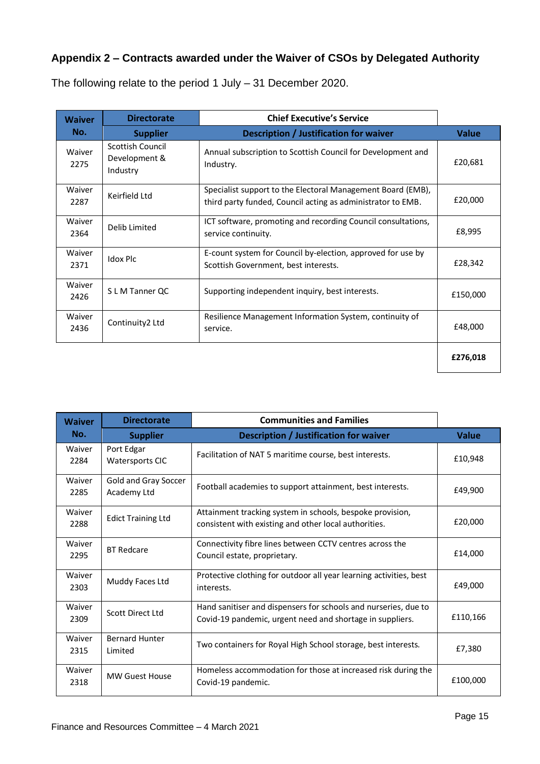## Appendix 2 – Contracts awarded under the Waiver of CSOs by Delegated Authority

The following relate to the period 1 July – 31 December 2020.

| Waiver No. | Directorate | Chief Executive's Service | |
|---|---|---|---|
| | **Supplier** | **Description / Justification for waiver** | **Value** |
| Waiver 2275 | Scottish Council Development & Industry | Annual subscription to Scottish Council for Development and Industry. | £20,681 |
| Waiver 2287 | Keirfield Ltd | Specialist support to the Electoral Management Board (EMB), third party funded, Council acting as administrator to EMB. | £20,000 |
| Waiver 2364 | Delib Limited | ICT software, promoting and recording Council consultations, service continuity. | £8,995 |
| Waiver 2371 | Idox Plc | E-count system for Council by-election, approved for use by Scottish Government, best interests. | £28,342 |
| Waiver 2426 | S L M Tanner QC | Supporting independent inquiry, best interests. | £150,000 |
| Waiver 2436 | Continuity2 Ltd | Resilience Management Information System, continuity of service. | £48,000 |
| | | | **£276,018** |

| Waiver No. | Directorate | Communities and Families | |
|---|---|---|---|
| | **Supplier** | **Description / Justification for waiver** | **Value** |
| Waiver 2284 | Port Edgar Watersports CIC | Facilitation of NAT 5 maritime course, best interests. | £10,948 |
| Waiver 2285 | Gold and Gray Soccer Academy Ltd | Football academies to support attainment, best interests. | £49,900 |
| Waiver 2288 | Edict Training Ltd | Attainment tracking system in schools, bespoke provision, consistent with existing and other local authorities. | £20,000 |
| Waiver 2295 | BT Redcare | Connectivity fibre lines between CCTV centres across the Council estate, proprietary. | £14,000 |
| Waiver 2303 | Muddy Faces Ltd | Protective clothing for outdoor all year learning activities, best interests. | £49,000 |
| Waiver 2309 | Scott Direct Ltd | Hand sanitiser and dispensers for schools and nurseries, due to Covid-19 pandemic, urgent need and shortage in suppliers. | £110,166 |
| Waiver 2315 | Bernard Hunter Limited | Two containers for Royal High School storage, best interests. | £7,380 |
| Waiver 2318 | MW Guest House | Homeless accommodation for those at increased risk during the Covid-19 pandemic. | £100,000 |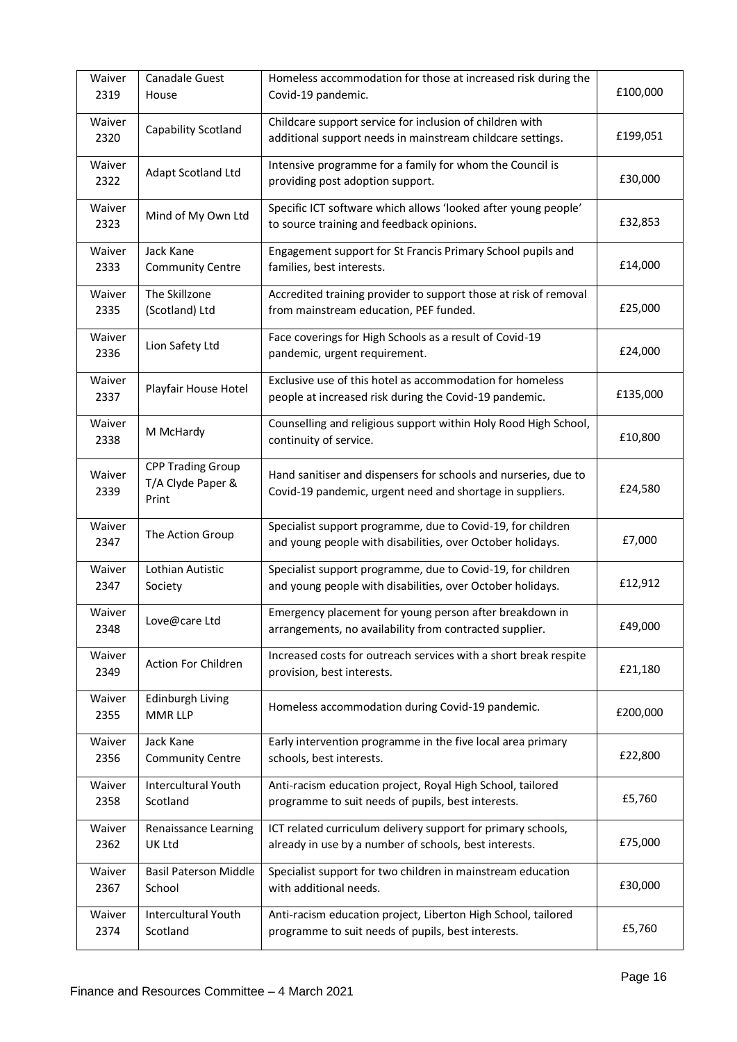| Waiver 2319 | Canadale Guest House | Homeless accommodation for those at increased risk during the Covid-19 pandemic. | £100,000 |
|---|---|---|---|
| Waiver 2320 | Capability Scotland | Childcare support service for inclusion of children with additional support needs in mainstream childcare settings. | £199,051 |
| Waiver 2322 | Adapt Scotland Ltd | Intensive programme for a family for whom the Council is providing post adoption support. | £30,000 |
| Waiver 2323 | Mind of My Own Ltd | Specific ICT software which allows 'looked after young people' to source training and feedback opinions. | £32,853 |
| Waiver 2333 | Jack Kane Community Centre | Engagement support for St Francis Primary School pupils and families, best interests. | £14,000 |
| Waiver 2335 | The Skillzone (Scotland) Ltd | Accredited training provider to support those at risk of removal from mainstream education, PEF funded. | £25,000 |
| Waiver 2336 | Lion Safety Ltd | Face coverings for High Schools as a result of Covid-19 pandemic, urgent requirement. | £24,000 |
| Waiver 2337 | Playfair House Hotel | Exclusive use of this hotel as accommodation for homeless people at increased risk during the Covid-19 pandemic. | £135,000 |
| Waiver 2338 | M McHardy | Counselling and religious support within Holy Rood High School, continuity of service. | £10,800 |
| Waiver 2339 | CPP Trading Group T/A Clyde Paper & Print | Hand sanitiser and dispensers for schools and nurseries, due to Covid-19 pandemic, urgent need and shortage in suppliers. | £24,580 |
| Waiver 2347 | The Action Group | Specialist support programme, due to Covid-19, for children and young people with disabilities, over October holidays. | £7,000 |
| Waiver 2347 | Lothian Autistic Society | Specialist support programme, due to Covid-19, for children and young people with disabilities, over October holidays. | £12,912 |
| Waiver 2348 | Love@care Ltd | Emergency placement for young person after breakdown in arrangements, no availability from contracted supplier. | £49,000 |
| Waiver 2349 | Action For Children | Increased costs for outreach services with a short break respite provision, best interests. | £21,180 |
| Waiver 2355 | Edinburgh Living MMR LLP | Homeless accommodation during Covid-19 pandemic. | £200,000 |
| Waiver 2356 | Jack Kane Community Centre | Early intervention programme in the five local area primary schools, best interests. | £22,800 |
| Waiver 2358 | Intercultural Youth Scotland | Anti-racism education project, Royal High School, tailored programme to suit needs of pupils, best interests. | £5,760 |
| Waiver 2362 | Renaissance Learning UK Ltd | ICT related curriculum delivery support for primary schools, already in use by a number of schools, best interests. | £75,000 |
| Waiver 2367 | Basil Paterson Middle School | Specialist support for two children in mainstream education with additional needs. | £30,000 |
| Waiver 2374 | Intercultural Youth Scotland | Anti-racism education project, Liberton High School, tailored programme to suit needs of pupils, best interests. | £5,760 |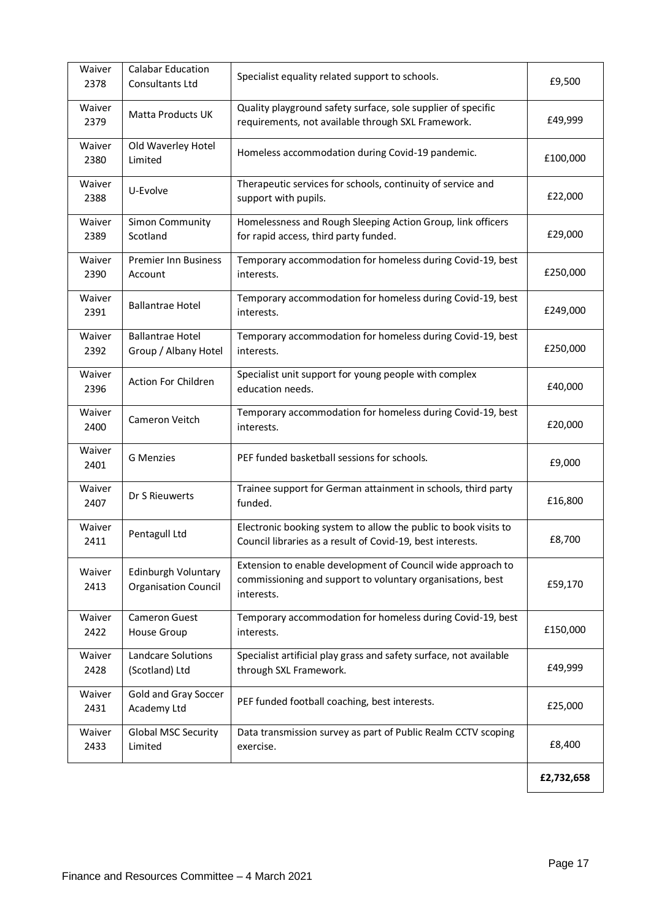| Waiver 2378 | Calabar Education Consultants Ltd | Specialist equality related support to schools. | £9,500 |
|---|---|---|---|
| Waiver 2379 | Matta Products UK | Quality playground safety surface, sole supplier of specific requirements, not available through SXL Framework. | £49,999 |
| Waiver 2380 | Old Waverley Hotel Limited | Homeless accommodation during Covid-19 pandemic. | £100,000 |
| Waiver 2388 | U-Evolve | Therapeutic services for schools, continuity of service and support with pupils. | £22,000 |
| Waiver 2389 | Simon Community Scotland | Homelessness and Rough Sleeping Action Group, link officers for rapid access, third party funded. | £29,000 |
| Waiver 2390 | Premier Inn Business Account | Temporary accommodation for homeless during Covid-19, best interests. | £250,000 |
| Waiver 2391 | Ballantrae Hotel | Temporary accommodation for homeless during Covid-19, best interests. | £249,000 |
| Waiver 2392 | Ballantrae Hotel Group / Albany Hotel | Temporary accommodation for homeless during Covid-19, best interests. | £250,000 |
| Waiver 2396 | Action For Children | Specialist unit support for young people with complex education needs. | £40,000 |
| Waiver 2400 | Cameron Veitch | Temporary accommodation for homeless during Covid-19, best interests. | £20,000 |
| Waiver 2401 | G Menzies | PEF funded basketball sessions for schools. | £9,000 |
| Waiver 2407 | Dr S Rieuwerts | Trainee support for German attainment in schools, third party funded. | £16,800 |
| Waiver 2411 | Pentagull Ltd | Electronic booking system to allow the public to book visits to Council libraries as a result of Covid-19, best interests. | £8,700 |
| Waiver 2413 | Edinburgh Voluntary Organisation Council | Extension to enable development of Council wide approach to commissioning and support to voluntary organisations, best interests. | £59,170 |
| Waiver 2422 | Cameron Guest House Group | Temporary accommodation for homeless during Covid-19, best interests. | £150,000 |
| Waiver 2428 | Landcare Solutions (Scotland) Ltd | Specialist artificial play grass and safety surface, not available through SXL Framework. | £49,999 |
| Waiver 2431 | Gold and Gray Soccer Academy Ltd | PEF funded football coaching, best interests. | £25,000 |
| Waiver 2433 | Global MSC Security Limited | Data transmission survey as part of Public Realm CCTV scoping exercise. | £8,400 |
| | | | **£2,732,658** |

Finance and Resources Committee – 4 March 2021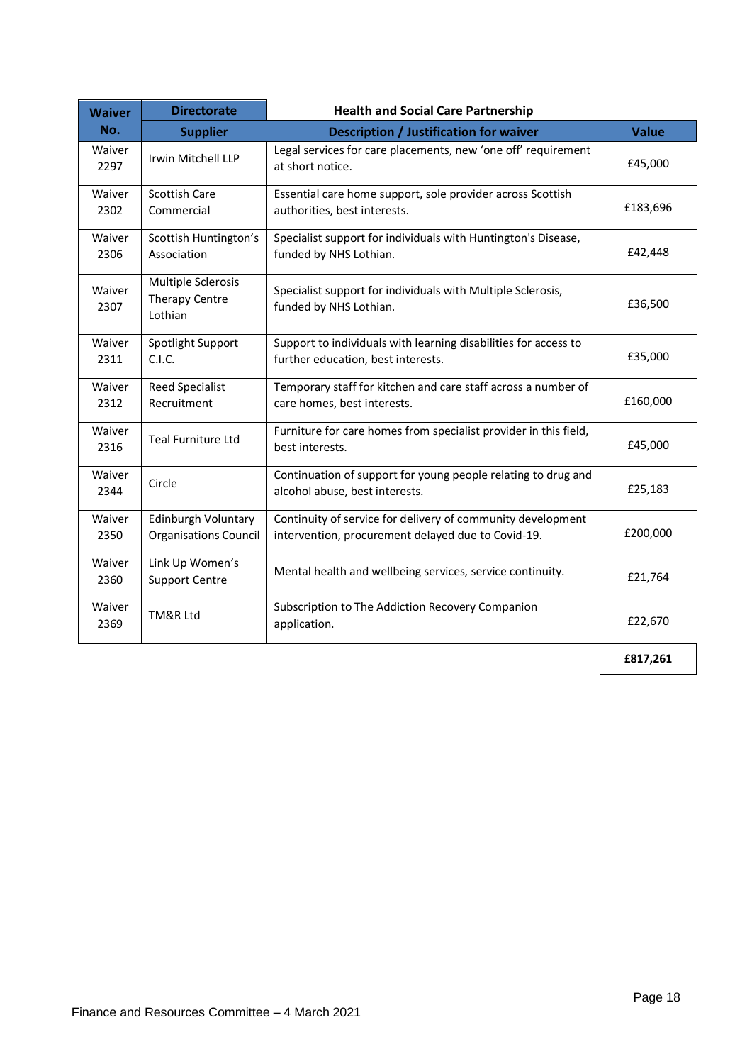| Waiver No. | Directorate | Health and Social Care Partnership | |
|---|---|---|---|
| | **Supplier** | **Description / Justification for waiver** | **Value** |
| Waiver 2297 | Irwin Mitchell LLP | Legal services for care placements, new 'one off' requirement at short notice. | £45,000 |
| Waiver 2302 | Scottish Care Commercial | Essential care home support, sole provider across Scottish authorities, best interests. | £183,696 |
| Waiver 2306 | Scottish Huntington's Association | Specialist support for individuals with Huntington's Disease, funded by NHS Lothian. | £42,448 |
| Waiver 2307 | Multiple Sclerosis Therapy Centre Lothian | Specialist support for individuals with Multiple Sclerosis, funded by NHS Lothian. | £36,500 |
| Waiver 2311 | Spotlight Support C.I.C. | Support to individuals with learning disabilities for access to further education, best interests. | £35,000 |
| Waiver 2312 | Reed Specialist Recruitment | Temporary staff for kitchen and care staff across a number of care homes, best interests. | £160,000 |
| Waiver 2316 | Teal Furniture Ltd | Furniture for care homes from specialist provider in this field, best interests. | £45,000 |
| Waiver 2344 | Circle | Continuation of support for young people relating to drug and alcohol abuse, best interests. | £25,183 |
| Waiver 2350 | Edinburgh Voluntary Organisations Council | Continuity of service for delivery of community development intervention, procurement delayed due to Covid-19. | £200,000 |
| Waiver 2360 | Link Up Women's Support Centre | Mental health and wellbeing services, service continuity. | £21,764 |
| Waiver 2369 | TM&R Ltd | Subscription to The Addiction Recovery Companion application. | £22,670 |
| | | | **£817,261** |

Finance and Resources Committee – 4 March 2021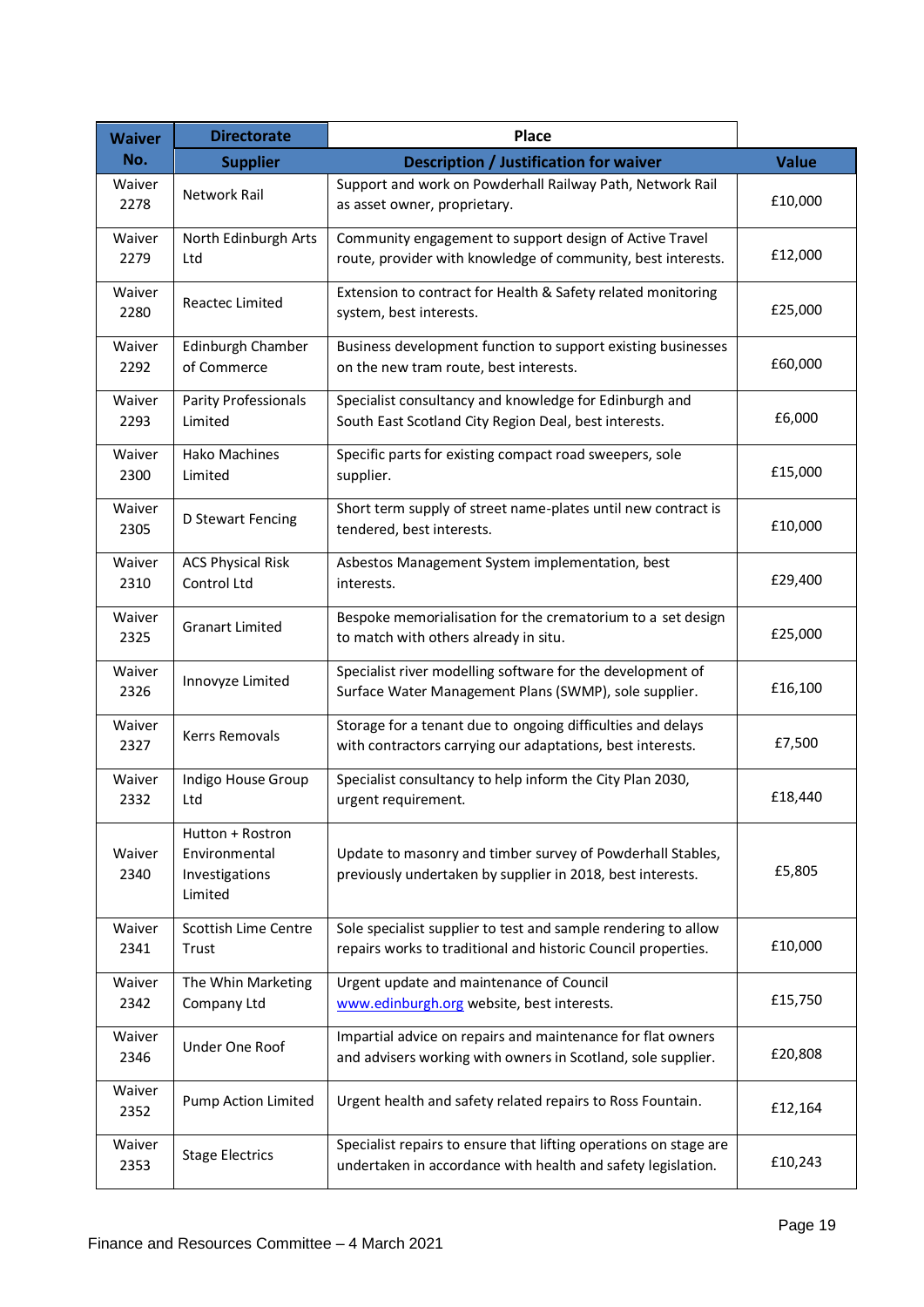| Waiver No. | Directorate | Place | |
|---|---|---|---|
| | **Supplier** | **Description / Justification for waiver** | **Value** |
| Waiver 2278 | Network Rail | Support and work on Powderhall Railway Path, Network Rail as asset owner, proprietary. | £10,000 |
| Waiver 2279 | North Edinburgh Arts Ltd | Community engagement to support design of Active Travel route, provider with knowledge of community, best interests. | £12,000 |
| Waiver 2280 | Reactec Limited | Extension to contract for Health & Safety related monitoring system, best interests. | £25,000 |
| Waiver 2292 | Edinburgh Chamber of Commerce | Business development function to support existing businesses on the new tram route, best interests. | £60,000 |
| Waiver 2293 | Parity Professionals Limited | Specialist consultancy and knowledge for Edinburgh and South East Scotland City Region Deal, best interests. | £6,000 |
| Waiver 2300 | Hako Machines Limited | Specific parts for existing compact road sweepers, sole supplier. | £15,000 |
| Waiver 2305 | D Stewart Fencing | Short term supply of street name-plates until new contract is tendered, best interests. | £10,000 |
| Waiver 2310 | ACS Physical Risk Control Ltd | Asbestos Management System implementation, best interests. | £29,400 |
| Waiver 2325 | Granart Limited | Bespoke memorialisation for the crematorium to a set design to match with others already in situ. | £25,000 |
| Waiver 2326 | Innovyze Limited | Specialist river modelling software for the development of Surface Water Management Plans (SWMP), sole supplier. | £16,100 |
| Waiver 2327 | Kerrs Removals | Storage for a tenant due to ongoing difficulties and delays with contractors carrying our adaptations, best interests. | £7,500 |
| Waiver 2332 | Indigo House Group Ltd | Specialist consultancy to help inform the City Plan 2030, urgent requirement. | £18,440 |
| Waiver 2340 | Hutton + Rostron Environmental Investigations Limited | Update to masonry and timber survey of Powderhall Stables, previously undertaken by supplier in 2018, best interests. | £5,805 |
| Waiver 2341 | Scottish Lime Centre Trust | Sole specialist supplier to test and sample rendering to allow repairs works to traditional and historic Council properties. | £10,000 |
| Waiver 2342 | The Whin Marketing Company Ltd | Urgent update and maintenance of Council [www.edinburgh.org](http://www.edinburgh.org) website, best interests. | £15,750 |
| Waiver 2346 | Under One Roof | Impartial advice on repairs and maintenance for flat owners and advisers working with owners in Scotland, sole supplier. | £20,808 |
| Waiver 2352 | Pump Action Limited | Urgent health and safety related repairs to Ross Fountain. | £12,164 |
| Waiver 2353 | Stage Electrics | Specialist repairs to ensure that lifting operations on stage are undertaken in accordance with health and safety legislation. | £10,243 |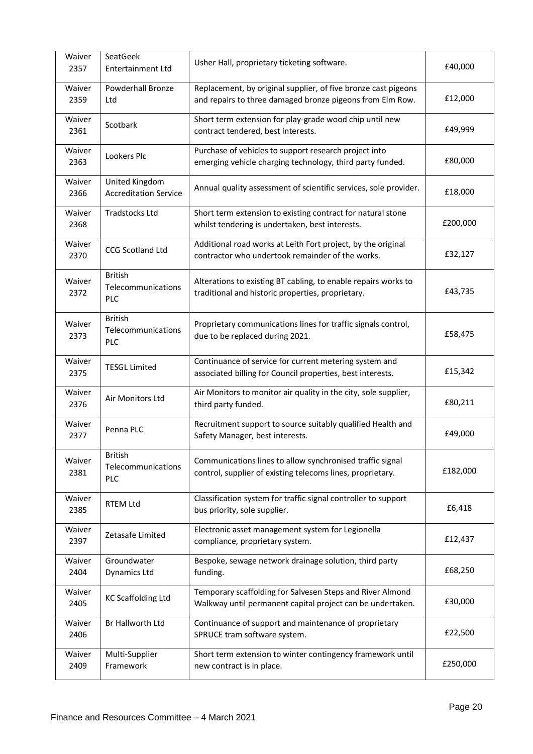| Waiver 2357 | SeatGeek Entertainment Ltd | Usher Hall, proprietary ticketing software. | £40,000 |
|---|---|---|---|
| Waiver 2359 | Powderhall Bronze Ltd | Replacement, by original supplier, of five bronze cast pigeons and repairs to three damaged bronze pigeons from Elm Row. | £12,000 |
| Waiver 2361 | Scotbark | Short term extension for play-grade wood chip until new contract tendered, best interests. | £49,999 |
| Waiver 2363 | Lookers Plc | Purchase of vehicles to support research project into emerging vehicle charging technology, third party funded. | £80,000 |
| Waiver 2366 | United Kingdom Accreditation Service | Annual quality assessment of scientific services, sole provider. | £18,000 |
| Waiver 2368 | Tradstocks Ltd | Short term extension to existing contract for natural stone whilst tendering is undertaken, best interests. | £200,000 |
| Waiver 2370 | CCG Scotland Ltd | Additional road works at Leith Fort project, by the original contractor who undertook remainder of the works. | £32,127 |
| Waiver 2372 | British Telecommunications PLC | Alterations to existing BT cabling, to enable repairs works to traditional and historic properties, proprietary. | £43,735 |
| Waiver 2373 | British Telecommunications PLC | Proprietary communications lines for traffic signals control, due to be replaced during 2021. | £58,475 |
| Waiver 2375 | TESGL Limited | Continuance of service for current metering system and associated billing for Council properties, best interests. | £15,342 |
| Waiver 2376 | Air Monitors Ltd | Air Monitors to monitor air quality in the city, sole supplier, third party funded. | £80,211 |
| Waiver 2377 | Penna PLC | Recruitment support to source suitably qualified Health and Safety Manager, best interests. | £49,000 |
| Waiver 2381 | British Telecommunications PLC | Communications lines to allow synchronised traffic signal control, supplier of existing telecoms lines, proprietary. | £182,000 |
| Waiver 2385 | RTEM Ltd | Classification system for traffic signal controller to support bus priority, sole supplier. | £6,418 |
| Waiver 2397 | Zetasafe Limited | Electronic asset management system for Legionella compliance, proprietary system. | £12,437 |
| Waiver 2404 | Groundwater Dynamics Ltd | Bespoke, sewage network drainage solution, third party funding. | £68,250 |
| Waiver 2405 | KC Scaffolding Ltd | Temporary scaffolding for Salvesen Steps and River Almond Walkway until permanent capital project can be undertaken. | £30,000 |
| Waiver 2406 | Br Hallworth Ltd | Continuance of support and maintenance of proprietary SPRUCE tram software system. | £22,500 |
| Waiver 2409 | Multi-Supplier Framework | Short term extension to winter contingency framework until new contract is in place. | £250,000 |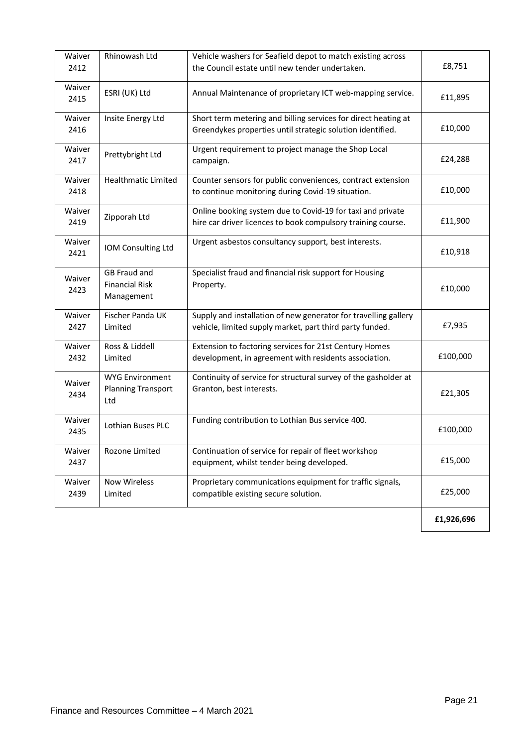| | | | |
|---|---|---|---|
| Waiver 2412 | Rhinowash Ltd | Vehicle washers for Seafield depot to match existing across the Council estate until new tender undertaken. | £8,751 |
| Waiver 2415 | ESRI (UK) Ltd | Annual Maintenance of proprietary ICT web-mapping service. | £11,895 |
| Waiver 2416 | Insite Energy Ltd | Short term metering and billing services for direct heating at Greendykes properties until strategic solution identified. | £10,000 |
| Waiver 2417 | Prettybright Ltd | Urgent requirement to project manage the Shop Local campaign. | £24,288 |
| Waiver 2418 | Healthmatic Limited | Counter sensors for public conveniences, contract extension to continue monitoring during Covid-19 situation. | £10,000 |
| Waiver 2419 | Zipporah Ltd | Online booking system due to Covid-19 for taxi and private hire car driver licences to book compulsory training course. | £11,900 |
| Waiver 2421 | IOM Consulting Ltd | Urgent asbestos consultancy support, best interests. | £10,918 |
| Waiver 2423 | GB Fraud and Financial Risk Management | Specialist fraud and financial risk support for Housing Property. | £10,000 |
| Waiver 2427 | Fischer Panda UK Limited | Supply and installation of new generator for travelling gallery vehicle, limited supply market, part third party funded. | £7,935 |
| Waiver 2432 | Ross & Liddell Limited | Extension to factoring services for 21st Century Homes development, in agreement with residents association. | £100,000 |
| Waiver 2434 | WYG Environment Planning Transport Ltd | Continuity of service for structural survey of the gasholder at Granton, best interests. | £21,305 |
| Waiver 2435 | Lothian Buses PLC | Funding contribution to Lothian Bus service 400. | £100,000 |
| Waiver 2437 | Rozone Limited | Continuation of service for repair of fleet workshop equipment, whilst tender being developed. | £15,000 |
| Waiver 2439 | Now Wireless Limited | Proprietary communications equipment for traffic signals, compatible existing secure solution. | £25,000 |
| | | | **£1,926,696** |

Finance and Resources Committee – 4 March 2021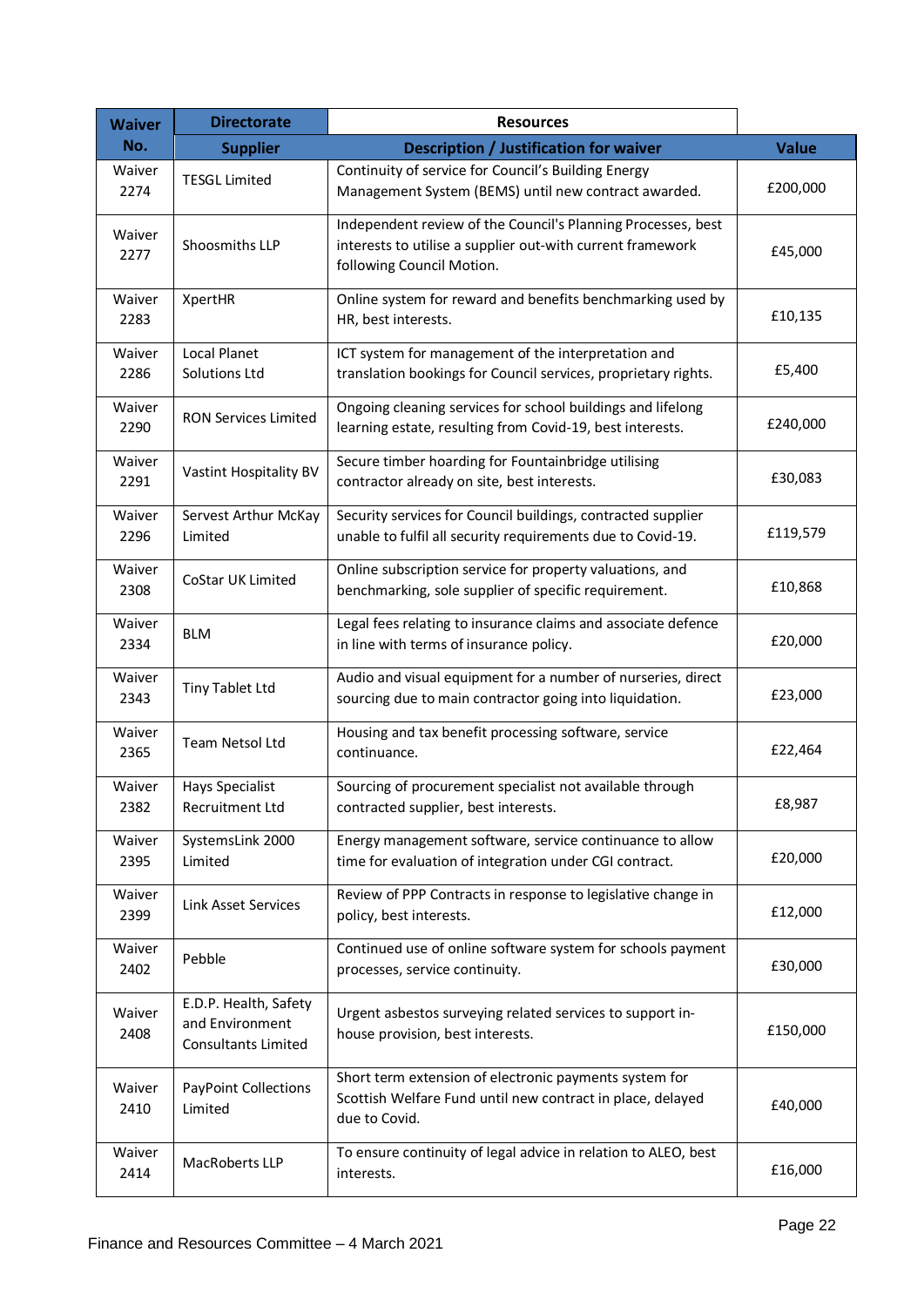| Waiver No. | Directorate | Resources | |
|---|---|---|---|
| | **Supplier** | **Description / Justification for waiver** | **Value** |
| Waiver 2274 | TESGL Limited | Continuity of service for Council's Building Energy Management System (BEMS) until new contract awarded. | £200,000 |
| Waiver 2277 | Shoosmiths LLP | Independent review of the Council's Planning Processes, best interests to utilise a supplier out-with current framework following Council Motion. | £45,000 |
| Waiver 2283 | XpertHR | Online system for reward and benefits benchmarking used by HR, best interests. | £10,135 |
| Waiver 2286 | Local Planet Solutions Ltd | ICT system for management of the interpretation and translation bookings for Council services, proprietary rights. | £5,400 |
| Waiver 2290 | RON Services Limited | Ongoing cleaning services for school buildings and lifelong learning estate, resulting from Covid-19, best interests. | £240,000 |
| Waiver 2291 | Vastint Hospitality BV | Secure timber hoarding for Fountainbridge utilising contractor already on site, best interests. | £30,083 |
| Waiver 2296 | Servest Arthur McKay Limited | Security services for Council buildings, contracted supplier unable to fulfil all security requirements due to Covid-19. | £119,579 |
| Waiver 2308 | CoStar UK Limited | Online subscription service for property valuations, and benchmarking, sole supplier of specific requirement. | £10,868 |
| Waiver 2334 | BLM | Legal fees relating to insurance claims and associate defence in line with terms of insurance policy. | £20,000 |
| Waiver 2343 | Tiny Tablet Ltd | Audio and visual equipment for a number of nurseries, direct sourcing due to main contractor going into liquidation. | £23,000 |
| Waiver 2365 | Team Netsol Ltd | Housing and tax benefit processing software, service continuance. | £22,464 |
| Waiver 2382 | Hays Specialist Recruitment Ltd | Sourcing of procurement specialist not available through contracted supplier, best interests. | £8,987 |
| Waiver 2395 | SystemsLink 2000 Limited | Energy management software, service continuance to allow time for evaluation of integration under CGI contract. | £20,000 |
| Waiver 2399 | Link Asset Services | Review of PPP Contracts in response to legislative change in policy, best interests. | £12,000 |
| Waiver 2402 | Pebble | Continued use of online software system for schools payment processes, service continuity. | £30,000 |
| Waiver 2408 | E.D.P. Health, Safety and Environment Consultants Limited | Urgent asbestos surveying related services to support in-house provision, best interests. | £150,000 |
| Waiver 2410 | PayPoint Collections Limited | Short term extension of electronic payments system for Scottish Welfare Fund until new contract in place, delayed due to Covid. | £40,000 |
| Waiver 2414 | MacRoberts LLP | To ensure continuity of legal advice in relation to ALEO, best interests. | £16,000 |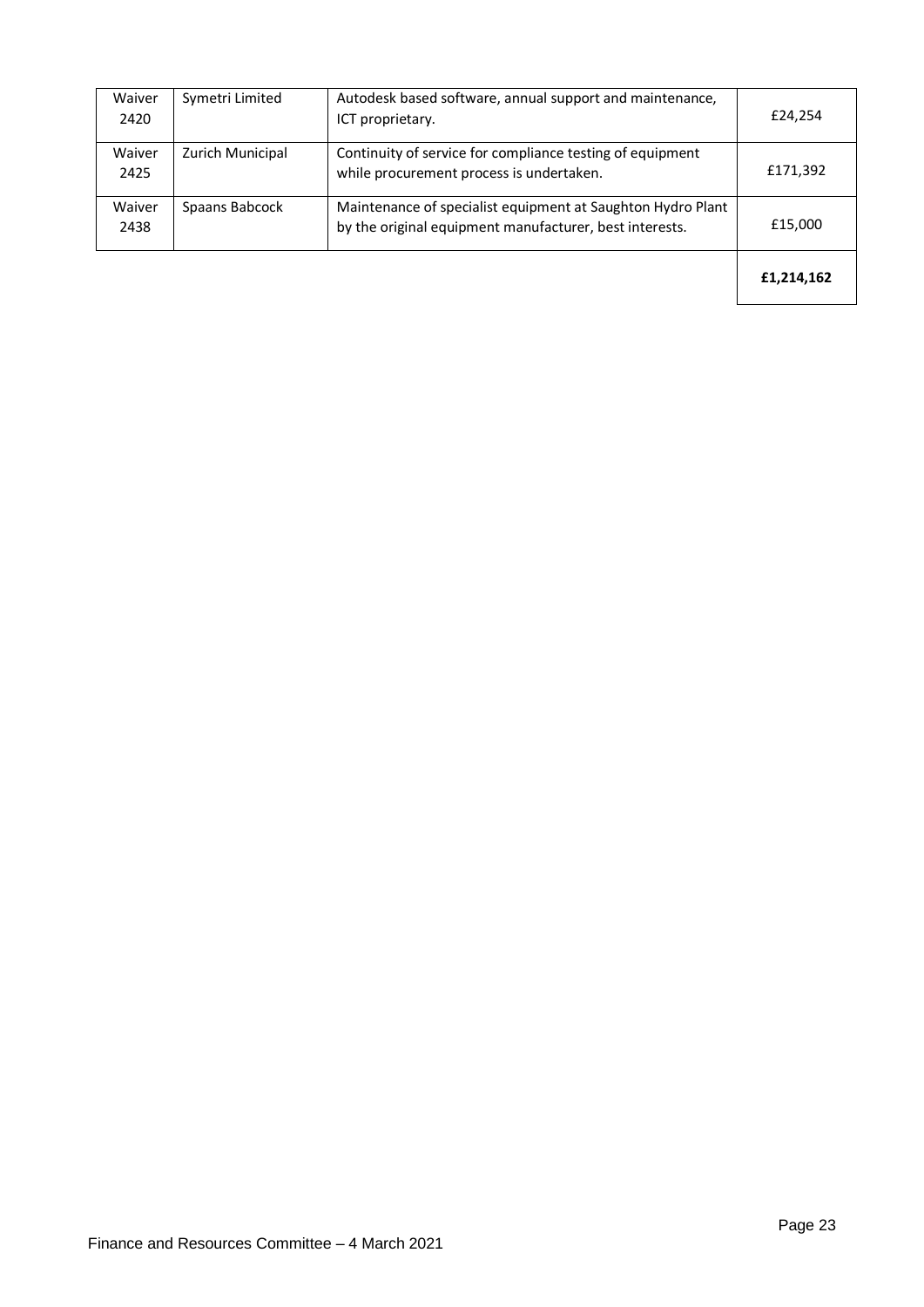| | | | |
|---|---|---|---|
| Waiver 2420 | Symetri Limited | Autodesk based software, annual support and maintenance, ICT proprietary. | £24,254 |
| Waiver 2425 | Zurich Municipal | Continuity of service for compliance testing of equipment while procurement process is undertaken. | £171,392 |
| Waiver 2438 | Spaans Babcock | Maintenance of specialist equipment at Saughton Hydro Plant by the original equipment manufacturer, best interests. | £15,000 |
| | | | **£1,214,162** |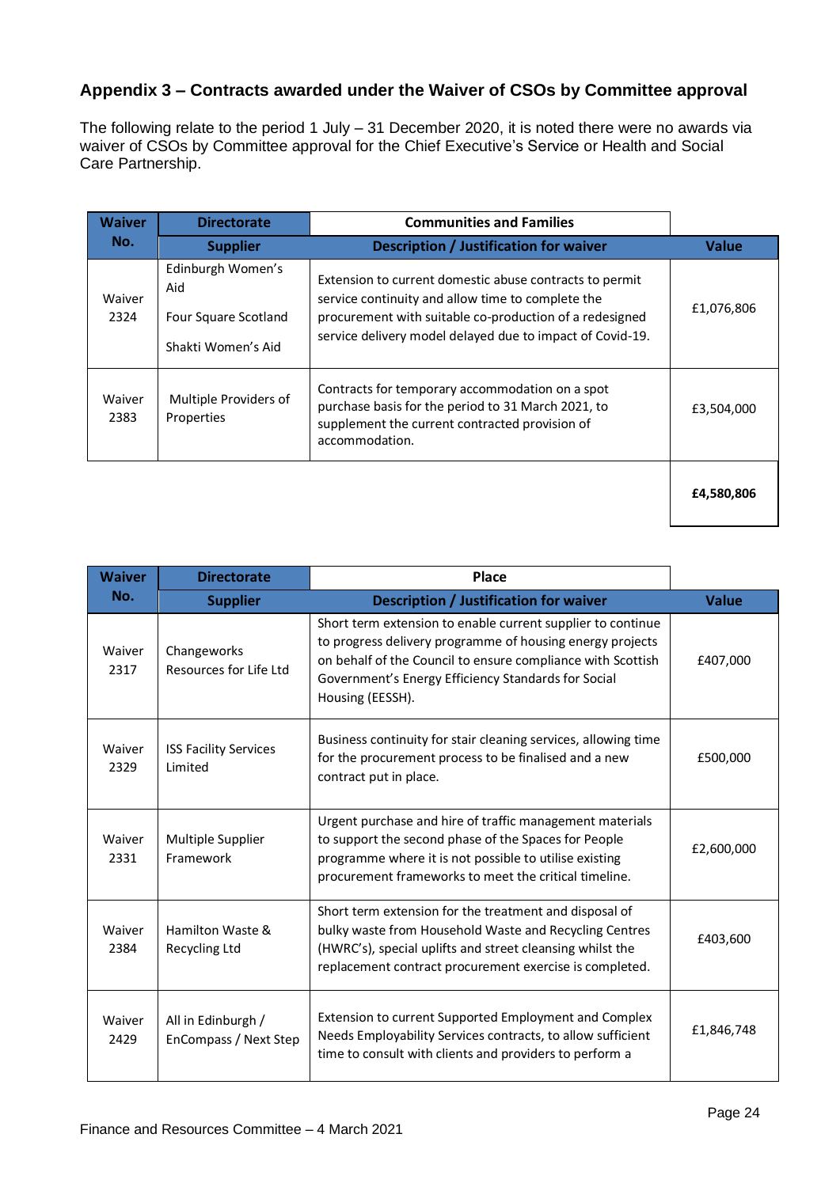## Appendix 3 – Contracts awarded under the Waiver of CSOs by Committee approval

The following relate to the period 1 July – 31 December 2020, it is noted there were no awards via waiver of CSOs by Committee approval for the Chief Executive's Service or Health and Social Care Partnership.

| Waiver No. | Directorate | Communities and Families | |
|---|---|---|---|
| | **Supplier** | **Description / Justification for waiver** | **Value** |
| Waiver 2324 | Edinburgh Women's Aid<br>Four Square Scotland<br>Shakti Women's Aid | Extension to current domestic abuse contracts to permit service continuity and allow time to complete the procurement with suitable co-production of a redesigned service delivery model delayed due to impact of Covid-19. | £1,076,806 |
| Waiver 2383 | Multiple Providers of Properties | Contracts for temporary accommodation on a spot purchase basis for the period to 31 March 2021, to supplement the current contracted provision of accommodation. | £3,504,000 |
| | | | **£4,580,806** |

| Waiver No. | Directorate | Place | |
|---|---|---|---|
| | **Supplier** | **Description / Justification for waiver** | **Value** |
| Waiver 2317 | Changeworks Resources for Life Ltd | Short term extension to enable current supplier to continue to progress delivery programme of housing energy projects on behalf of the Council to ensure compliance with Scottish Government's Energy Efficiency Standards for Social Housing (EESSH). | £407,000 |
| Waiver 2329 | ISS Facility Services Limited | Business continuity for stair cleaning services, allowing time for the procurement process to be finalised and a new contract put in place. | £500,000 |
| Waiver 2331 | Multiple Supplier Framework | Urgent purchase and hire of traffic management materials to support the second phase of the Spaces for People programme where it is not possible to utilise existing procurement frameworks to meet the critical timeline. | £2,600,000 |
| Waiver 2384 | Hamilton Waste & Recycling Ltd | Short term extension for the treatment and disposal of bulky waste from Household Waste and Recycling Centres (HWRC's), special uplifts and street cleansing whilst the replacement contract procurement exercise is completed. | £403,600 |
| Waiver 2429 | All in Edinburgh / EnCompass / Next Step | Extension to current Supported Employment and Complex Needs Employability Services contracts, to allow sufficient time to consult with clients and providers to perform a | £1,846,748 |

Finance and Resources Committee – 4 March 2021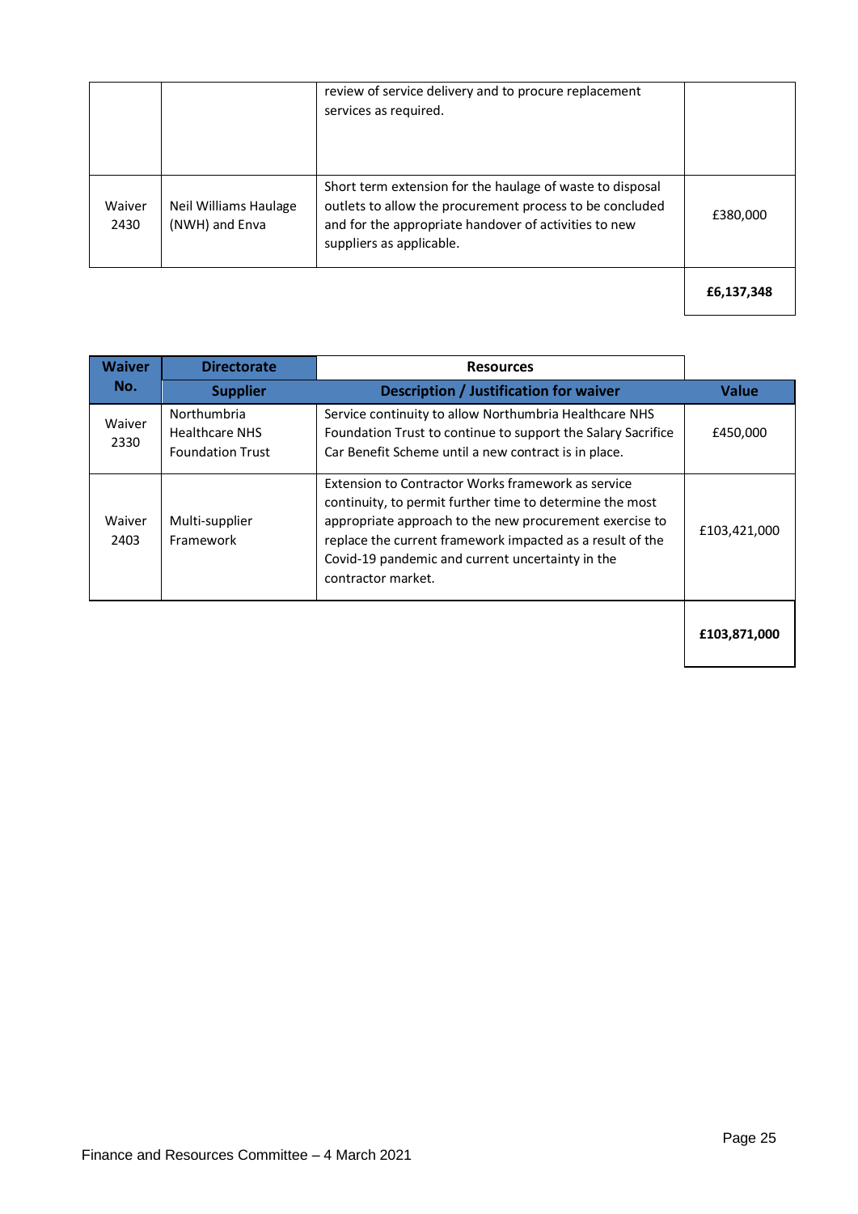| | | | |
|---|---|---|---|
| | | review of service delivery and to procure replacement services as required. | |
| Waiver 2430 | Neil Williams Haulage (NWH) and Enva | Short term extension for the haulage of waste to disposal outlets to allow the procurement process to be concluded and for the appropriate handover of activities to new suppliers as applicable. | £380,000 |
| | | | **£6,137,348** |

| Waiver No. | Directorate | Resources | |
|---|---|---|---|
| | **Supplier** | **Description / Justification for waiver** | **Value** |
| Waiver 2330 | Northumbria Healthcare NHS Foundation Trust | Service continuity to allow Northumbria Healthcare NHS Foundation Trust to continue to support the Salary Sacrifice Car Benefit Scheme until a new contract is in place. | £450,000 |
| Waiver 2403 | Multi-supplier Framework | Extension to Contractor Works framework as service continuity, to permit further time to determine the most appropriate approach to the new procurement exercise to replace the current framework impacted as a result of the Covid-19 pandemic and current uncertainty in the contractor market. | £103,421,000 |
| | | | **£103,871,000** |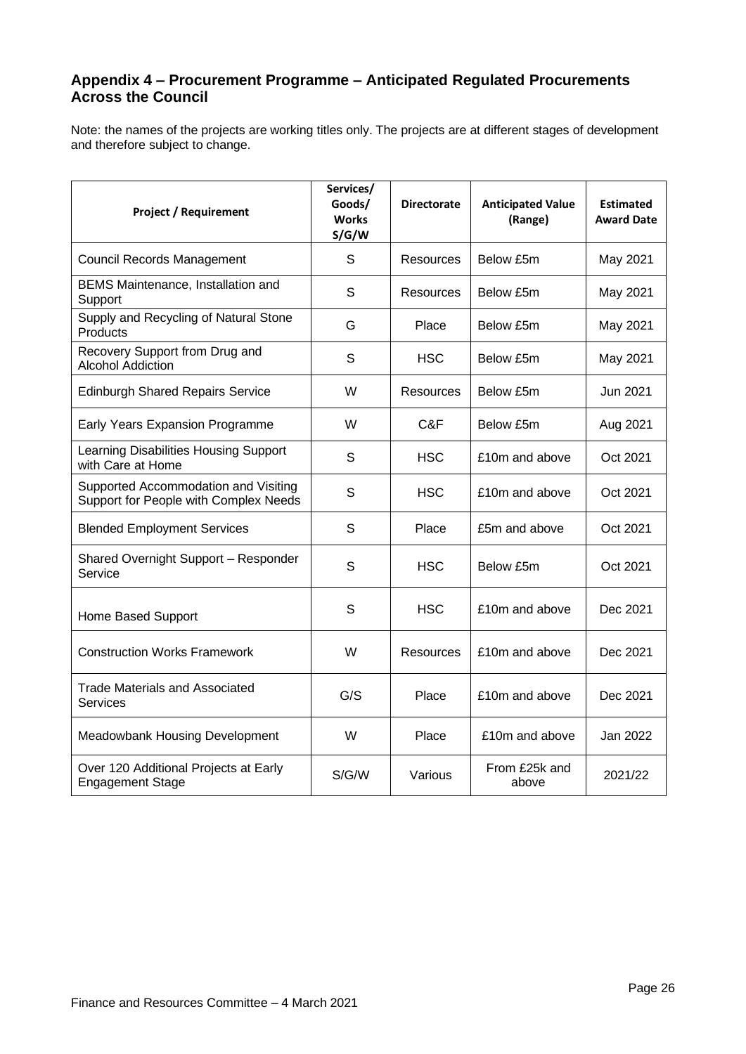## Appendix 4 – Procurement Programme – Anticipated Regulated Procurements Across the Council

Note: the names of the projects are working titles only. The projects are at different stages of development and therefore subject to change.

| Project / Requirement | Services/ Goods/ Works S/G/W | Directorate | Anticipated Value (Range) | Estimated Award Date |
|---|---|---|---|---|
| Council Records Management | S | Resources | Below £5m | May 2021 |
| BEMS Maintenance, Installation and Support | S | Resources | Below £5m | May 2021 |
| Supply and Recycling of Natural Stone Products | G | Place | Below £5m | May 2021 |
| Recovery Support from Drug and Alcohol Addiction | S | HSC | Below £5m | May 2021 |
| Edinburgh Shared Repairs Service | W | Resources | Below £5m | Jun 2021 |
| Early Years Expansion Programme | W | C&F | Below £5m | Aug 2021 |
| Learning Disabilities Housing Support with Care at Home | S | HSC | £10m and above | Oct 2021 |
| Supported Accommodation and Visiting Support for People with Complex Needs | S | HSC | £10m and above | Oct 2021 |
| Blended Employment Services | S | Place | £5m and above | Oct 2021 |
| Shared Overnight Support – Responder Service | S | HSC | Below £5m | Oct 2021 |
| Home Based Support | S | HSC | £10m and above | Dec 2021 |
| Construction Works Framework | W | Resources | £10m and above | Dec 2021 |
| Trade Materials and Associated Services | G/S | Place | £10m and above | Dec 2021 |
| Meadowbank Housing Development | W | Place | £10m and above | Jan 2022 |
| Over 120 Additional Projects at Early Engagement Stage | S/G/W | Various | From £25k and above | 2021/22 |

Finance and Resources Committee – 4 March 2021